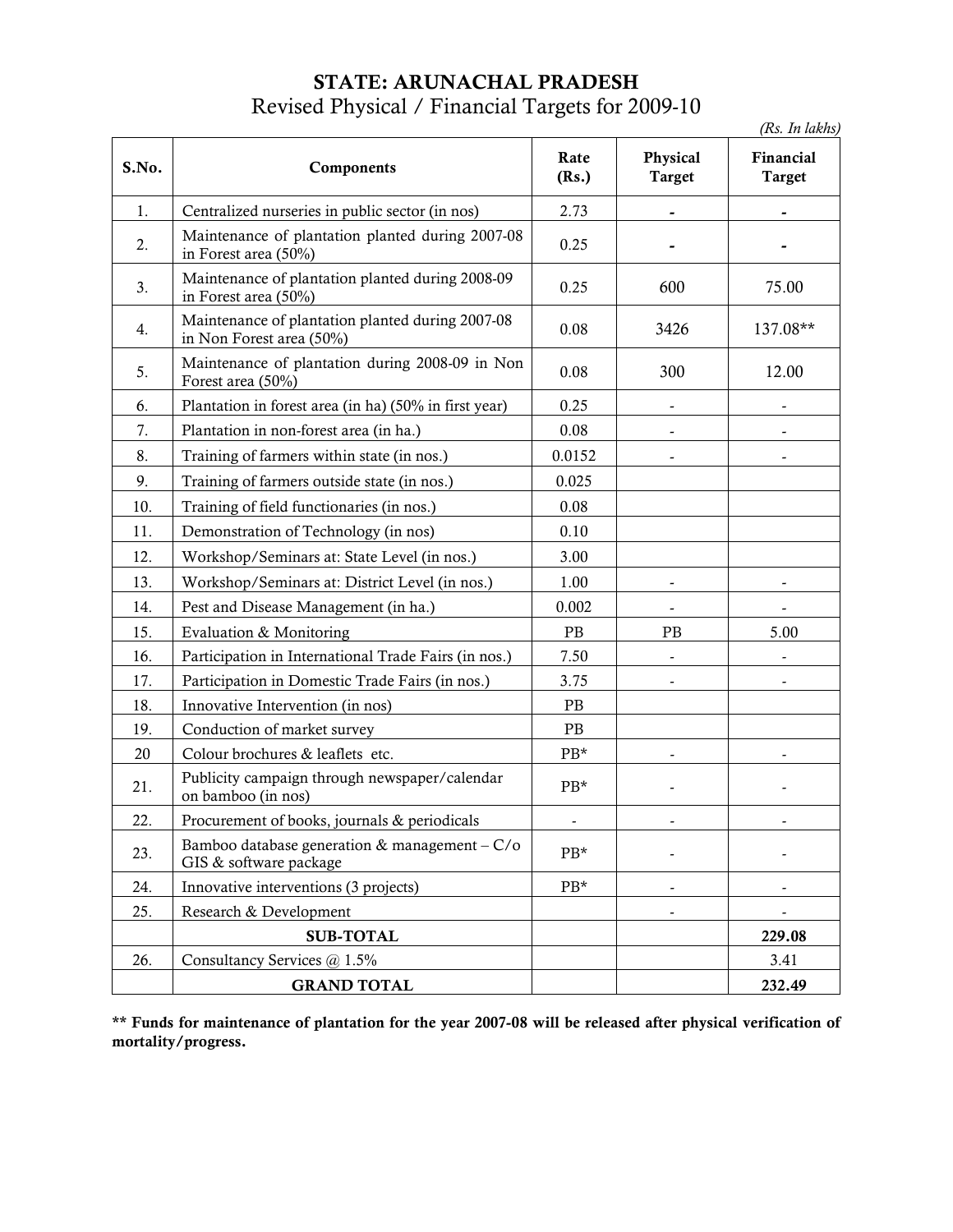# STATE: ARUNACHAL PRADESH

## Revised Physical / Financial Targets for 2009-10

*(Rs. In lakhs)*

| S.No. | Components | Rate (Rs.) | Physical Target | Financial Target |
|---|---|---|---|---|
| 1. | Centralized nurseries in public sector (in nos) | 2.73 | - | - |
| 2. | Maintenance of plantation planted during 2007-08 in Forest area (50%) | 0.25 | - | - |
| 3. | Maintenance of plantation planted during 2008-09 in Forest area (50%) | 0.25 | 600 | 75.00 |
| 4. | Maintenance of plantation planted during 2007-08 in Non Forest area (50%) | 0.08 | 3426 | 137.08** |
| 5. | Maintenance of plantation during 2008-09 in Non Forest area (50%) | 0.08 | 300 | 12.00 |
| 6. | Plantation in forest area (in ha) (50% in first year) | 0.25 | - | - |
| 7. | Plantation in non-forest area (in ha.) | 0.08 | - | - |
| 8. | Training of farmers within state (in nos.) | 0.0152 | - | - |
| 9. | Training of farmers outside state (in nos.) | 0.025 | | |
| 10. | Training of field functionaries (in nos.) | 0.08 | | |
| 11. | Demonstration of Technology (in nos) | 0.10 | | |
| 12. | Workshop/Seminars at: State Level (in nos.) | 3.00 | | |
| 13. | Workshop/Seminars at: District Level (in nos.) | 1.00 | - | - |
| 14. | Pest and Disease Management (in ha.) | 0.002 | - | - |
| 15. | Evaluation & Monitoring | PB | PB | 5.00 |
| 16. | Participation in International Trade Fairs (in nos.) | 7.50 | - | - |
| 17. | Participation in Domestic Trade Fairs (in nos.) | 3.75 | - | - |
| 18. | Innovative Intervention (in nos) | PB | | |
| 19. | Conduction of market survey | PB | | |
| 20 | Colour brochures & leaflets etc. | PB* | - | - |
| 21. | Publicity campaign through newspaper/calendar on bamboo (in nos) | PB* | - | - |
| 22. | Procurement of books, journals & periodicals | - | - | - |
| 23. | Bamboo database generation & management – C/o GIS & software package | PB* | - | - |
| 24. | Innovative interventions (3 projects) | PB* | - | - |
| 25. | Research & Development | | - | - |
| | **SUB-TOTAL** | | | **229.08** |
| 26. | Consultancy Services @ 1.5% | | | 3.41 |
| | **GRAND TOTAL** | | | **232.49** |

**\*\* Funds for maintenance of plantation for the year 2007-08 will be released after physical verification of mortality/progress.**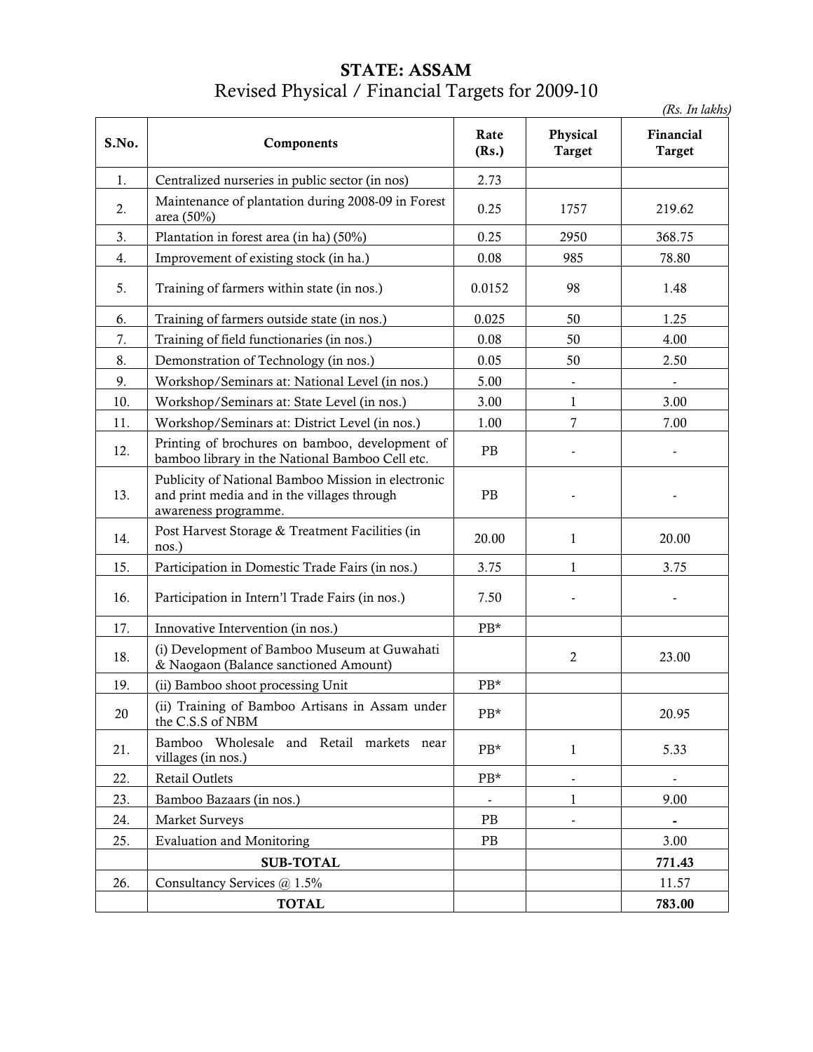# STATE: ASSAM

## Revised Physical / Financial Targets for 2009-10

*(Rs. In lakhs)*

| S.No. | Components | Rate (Rs.) | Physical Target | Financial Target |
|---|---|---|---|---|
| 1. | Centralized nurseries in public sector (in nos) | 2.73 | | |
| 2. | Maintenance of plantation during 2008-09 in Forest area (50%) | 0.25 | 1757 | 219.62 |
| 3. | Plantation in forest area (in ha) (50%) | 0.25 | 2950 | 368.75 |
| 4. | Improvement of existing stock (in ha.) | 0.08 | 985 | 78.80 |
| 5. | Training of farmers within state (in nos.) | 0.0152 | 98 | 1.48 |
| 6. | Training of farmers outside state (in nos.) | 0.025 | 50 | 1.25 |
| 7. | Training of field functionaries (in nos.) | 0.08 | 50 | 4.00 |
| 8. | Demonstration of Technology (in nos.) | 0.05 | 50 | 2.50 |
| 9. | Workshop/Seminars at: National Level (in nos.) | 5.00 | - | - |
| 10. | Workshop/Seminars at: State Level (in nos.) | 3.00 | 1 | 3.00 |
| 11. | Workshop/Seminars at: District Level (in nos.) | 1.00 | 7 | 7.00 |
| 12. | Printing of brochures on bamboo, development of bamboo library in the National Bamboo Cell etc. | PB | - | - |
| 13. | Publicity of National Bamboo Mission in electronic and print media and in the villages through awareness programme. | PB | - | - |
| 14. | Post Harvest Storage & Treatment Facilities (in nos.) | 20.00 | 1 | 20.00 |
| 15. | Participation in Domestic Trade Fairs (in nos.) | 3.75 | 1 | 3.75 |
| 16. | Participation in Intern'l Trade Fairs (in nos.) | 7.50 | - | - |
| 17. | Innovative Intervention (in nos.) | PB* | | |
| 18. | (i) Development of Bamboo Museum at Guwahati & Naogaon (Balance sanctioned Amount) | | 2 | 23.00 |
| 19. | (ii) Bamboo shoot processing Unit | PB* | | |
| 20 | (ii) Training of Bamboo Artisans in Assam under the C.S.S of NBM | PB* | | 20.95 |
| 21. | Bamboo Wholesale and Retail markets near villages (in nos.) | PB* | 1 | 5.33 |
| 22. | Retail Outlets | PB* | - | - |
| 23. | Bamboo Bazaars (in nos.) | - | 1 | 9.00 |
| 24. | Market Surveys | PB | - | **-** |
| 25. | Evaluation and Monitoring | PB | | 3.00 |
| | **SUB-TOTAL** | | | **771.43** |
| 26. | Consultancy Services @ 1.5% | | | 11.57 |
| | **TOTAL** | | | **783.00** |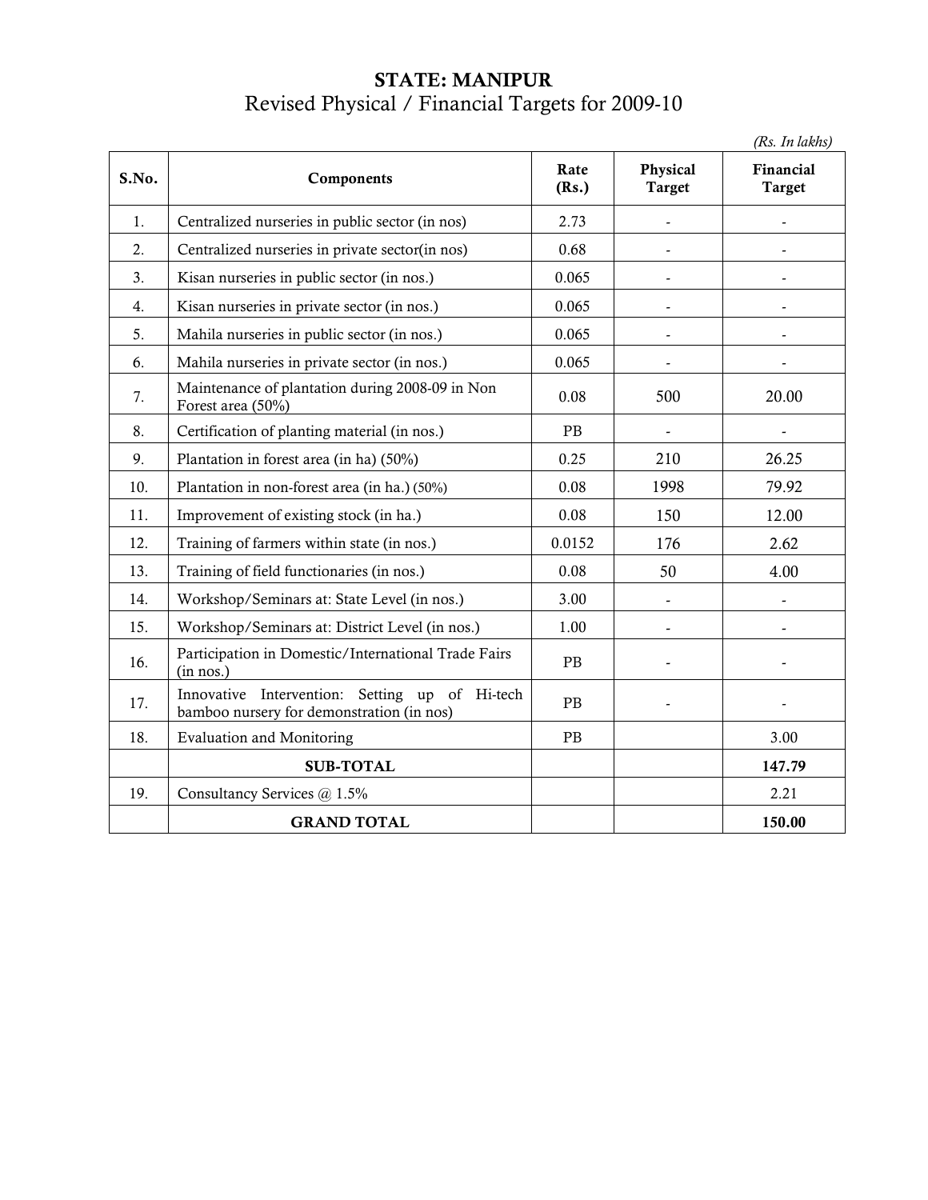# STATE: MANIPUR

## Revised Physical / Financial Targets for 2009-10

*(Rs. In lakhs)*

| S.No. | Components | Rate (Rs.) | Physical Target | Financial Target |
|---|---|---|---|---|
| 1. | Centralized nurseries in public sector (in nos) | 2.73 | - | - |
| 2. | Centralized nurseries in private sector(in nos) | 0.68 | - | - |
| 3. | Kisan nurseries in public sector (in nos.) | 0.065 | - | - |
| 4. | Kisan nurseries in private sector (in nos.) | 0.065 | - | - |
| 5. | Mahila nurseries in public sector (in nos.) | 0.065 | - | - |
| 6. | Mahila nurseries in private sector (in nos.) | 0.065 | - | - |
| 7. | Maintenance of plantation during 2008-09 in Non Forest area (50%) | 0.08 | 500 | 20.00 |
| 8. | Certification of planting material (in nos.) | PB | - | - |
| 9. | Plantation in forest area (in ha) (50%) | 0.25 | 210 | 26.25 |
| 10. | Plantation in non-forest area (in ha.) (50%) | 0.08 | 1998 | 79.92 |
| 11. | Improvement of existing stock (in ha.) | 0.08 | 150 | 12.00 |
| 12. | Training of farmers within state (in nos.) | 0.0152 | 176 | 2.62 |
| 13. | Training of field functionaries (in nos.) | 0.08 | 50 | 4.00 |
| 14. | Workshop/Seminars at: State Level (in nos.) | 3.00 | - | - |
| 15. | Workshop/Seminars at: District Level (in nos.) | 1.00 | - | - |
| 16. | Participation in Domestic/International Trade Fairs (in nos.) | PB | - | - |
| 17. | Innovative Intervention: Setting up of Hi-tech bamboo nursery for demonstration (in nos) | PB | - | - |
| 18. | Evaluation and Monitoring | PB | | 3.00 |
| | **SUB-TOTAL** | | | **147.79** |
| 19. | Consultancy Services @ 1.5% | | | 2.21 |
| | **GRAND TOTAL** | | | **150.00** |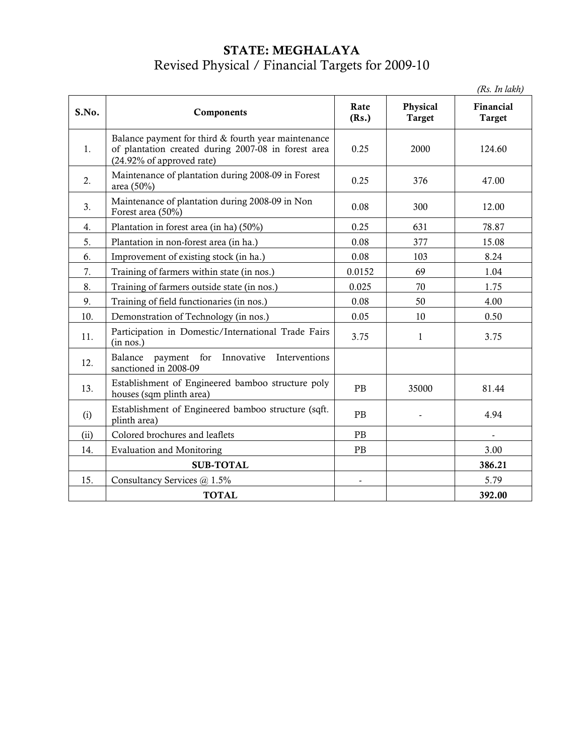## STATE: MEGHALAYA

Revised Physical / Financial Targets for 2009-10

*(Rs. In lakh)*

| S.No. | Components | Rate (Rs.) | Physical Target | Financial Target |
|---|---|---|---|---|
| 1. | Balance payment for third & fourth year maintenance of plantation created during 2007-08 in forest area (24.92% of approved rate) | 0.25 | 2000 | 124.60 |
| 2. | Maintenance of plantation during 2008-09 in Forest area (50%) | 0.25 | 376 | 47.00 |
| 3. | Maintenance of plantation during 2008-09 in Non Forest area (50%) | 0.08 | 300 | 12.00 |
| 4. | Plantation in forest area (in ha) (50%) | 0.25 | 631 | 78.87 |
| 5. | Plantation in non-forest area (in ha.) | 0.08 | 377 | 15.08 |
| 6. | Improvement of existing stock (in ha.) | 0.08 | 103 | 8.24 |
| 7. | Training of farmers within state (in nos.) | 0.0152 | 69 | 1.04 |
| 8. | Training of farmers outside state (in nos.) | 0.025 | 70 | 1.75 |
| 9. | Training of field functionaries (in nos.) | 0.08 | 50 | 4.00 |
| 10. | Demonstration of Technology (in nos.) | 0.05 | 10 | 0.50 |
| 11. | Participation in Domestic/International Trade Fairs (in nos.) | 3.75 | 1 | 3.75 |
| 12. | Balance payment for Innovative Interventions sanctioned in 2008-09 | | | |
| 13. | Establishment of Engineered bamboo structure poly houses (sqm plinth area) | PB | 35000 | 81.44 |
| (i) | Establishment of Engineered bamboo structure (sqft. plinth area) | PB | - | 4.94 |
| (ii) | Colored brochures and leaflets | PB | | - |
| 14. | Evaluation and Monitoring | PB | | 3.00 |
| | **SUB-TOTAL** | | | **386.21** |
| 15. | Consultancy Services @ 1.5% | - | | 5.79 |
| | **TOTAL** | | | **392.00** |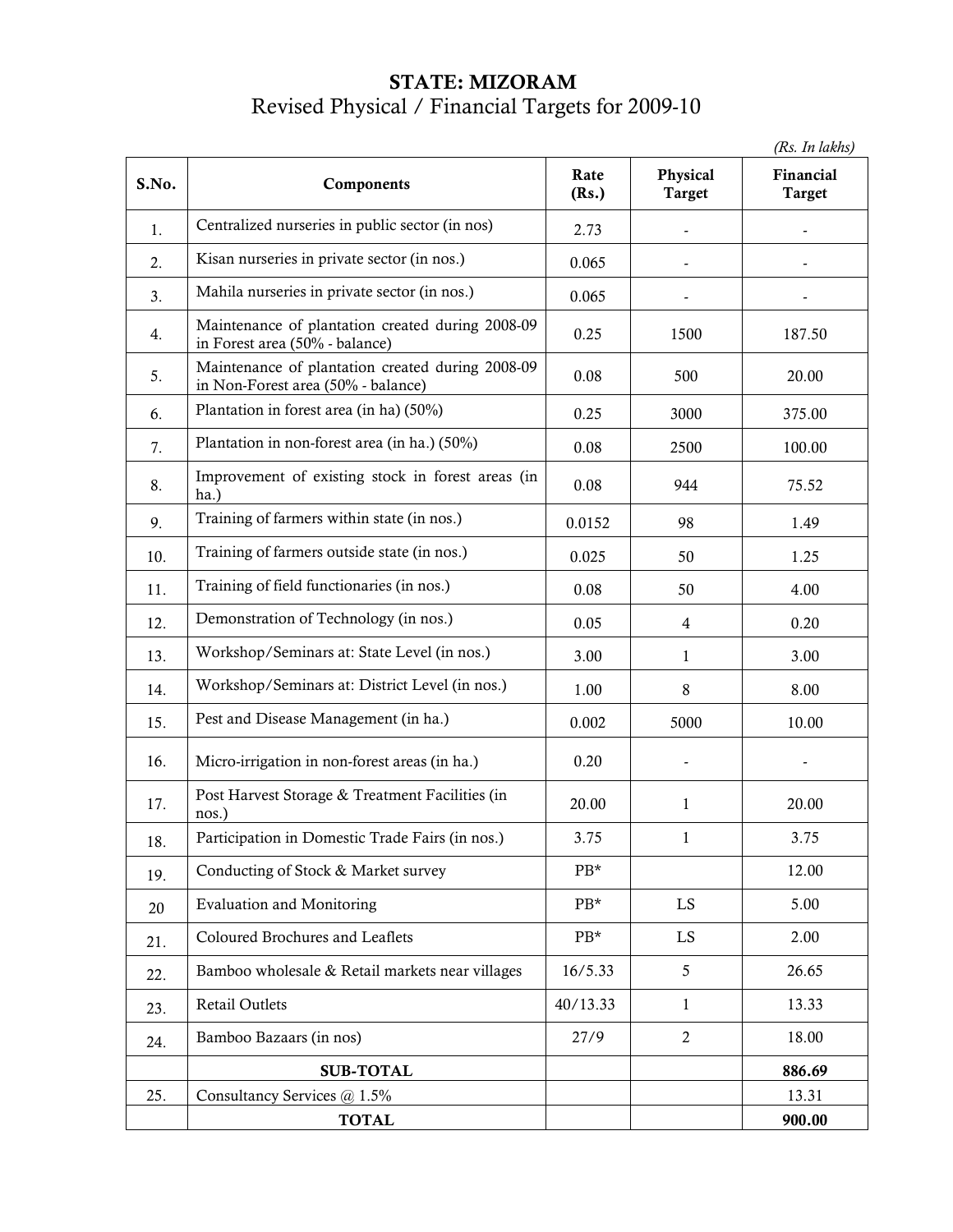# STATE: MIZORAM

## Revised Physical / Financial Targets for 2009-10

*(Rs. In lakhs)*

| S.No. | Components | Rate (Rs.) | Physical Target | Financial Target |
|---|---|---|---|---|
| 1. | Centralized nurseries in public sector (in nos) | 2.73 | - | - |
| 2. | Kisan nurseries in private sector (in nos.) | 0.065 | - | - |
| 3. | Mahila nurseries in private sector (in nos.) | 0.065 | - | - |
| 4. | Maintenance of plantation created during 2008-09 in Forest area (50% - balance) | 0.25 | 1500 | 187.50 |
| 5. | Maintenance of plantation created during 2008-09 in Non-Forest area (50% - balance) | 0.08 | 500 | 20.00 |
| 6. | Plantation in forest area (in ha) (50%) | 0.25 | 3000 | 375.00 |
| 7. | Plantation in non-forest area (in ha.) (50%) | 0.08 | 2500 | 100.00 |
| 8. | Improvement of existing stock in forest areas (in ha.) | 0.08 | 944 | 75.52 |
| 9. | Training of farmers within state (in nos.) | 0.0152 | 98 | 1.49 |
| 10. | Training of farmers outside state (in nos.) | 0.025 | 50 | 1.25 |
| 11. | Training of field functionaries (in nos.) | 0.08 | 50 | 4.00 |
| 12. | Demonstration of Technology (in nos.) | 0.05 | 4 | 0.20 |
| 13. | Workshop/Seminars at: State Level (in nos.) | 3.00 | 1 | 3.00 |
| 14. | Workshop/Seminars at: District Level (in nos.) | 1.00 | 8 | 8.00 |
| 15. | Pest and Disease Management (in ha.) | 0.002 | 5000 | 10.00 |
| 16. | Micro-irrigation in non-forest areas (in ha.) | 0.20 | - | - |
| 17. | Post Harvest Storage & Treatment Facilities (in nos.) | 20.00 | 1 | 20.00 |
| 18. | Participation in Domestic Trade Fairs (in nos.) | 3.75 | 1 | 3.75 |
| 19. | Conducting of Stock & Market survey | PB* | | 12.00 |
| 20 | Evaluation and Monitoring | PB* | LS | 5.00 |
| 21. | Coloured Brochures and Leaflets | PB* | LS | 2.00 |
| 22. | Bamboo wholesale & Retail markets near villages | 16/5.33 | 5 | 26.65 |
| 23. | Retail Outlets | 40/13.33 | 1 | 13.33 |
| 24. | Bamboo Bazaars (in nos) | 27/9 | 2 | 18.00 |
| | **SUB-TOTAL** | | | **886.69** |
| 25. | Consultancy Services @ 1.5% | | | 13.31 |
| | **TOTAL** | | | **900.00** |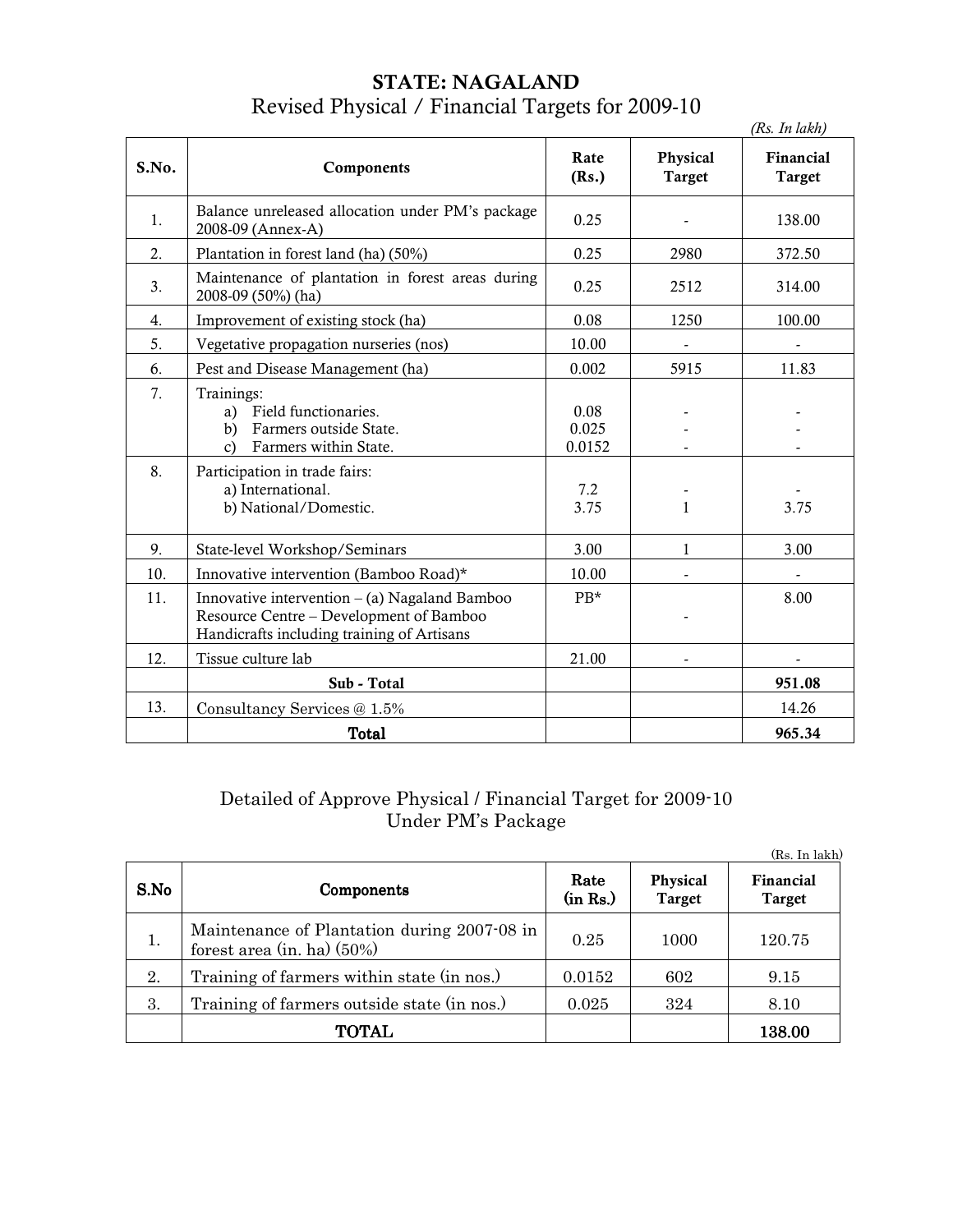# STATE: NAGALAND

## Revised Physical / Financial Targets for 2009-10

*(Rs. In lakh)*

| S.No. | Components | Rate (Rs.) | Physical Target | Financial Target |
|---|---|---|---|---|
| 1. | Balance unreleased allocation under PM's package 2008-09 (Annex-A) | 0.25 | - | 138.00 |
| 2. | Plantation in forest land (ha) (50%) | 0.25 | 2980 | 372.50 |
| 3. | Maintenance of plantation in forest areas during 2008-09 (50%) (ha) | 0.25 | 2512 | 314.00 |
| 4. | Improvement of existing stock (ha) | 0.08 | 1250 | 100.00 |
| 5. | Vegetative propagation nurseries (nos) | 10.00 | - | - |
| 6. | Pest and Disease Management (ha) | 0.002 | 5915 | 11.83 |
| 7. | Trainings: | | | |
| | a) Field functionaries. | 0.08 | - | - |
| | b) Farmers outside State. | 0.025 | - | - |
| | c) Farmers within State. | 0.0152 | - | - |
| 8. | Participation in trade fairs: | | | |
| | a) International. | 7.2 | - | - |
| | b) National/Domestic. | 3.75 | 1 | 3.75 |
| 9. | State-level Workshop/Seminars | 3.00 | 1 | 3.00 |
| 10. | Innovative intervention (Bamboo Road)* | 10.00 | - | - |
| 11. | Innovative intervention – (a) Nagaland Bamboo Resource Centre – Development of Bamboo Handicrafts including training of Artisans | PB* | - | 8.00 |
| 12. | Tissue culture lab | 21.00 | - | - |
| | **Sub - Total** | | | **951.08** |
| 13. | Consultancy Services @ 1.5% | | | 14.26 |
| | **Total** | | | **965.34** |

## Detailed of Approve Physical / Financial Target for 2009-10 Under PM's Package

(Rs. In lakh)

| S.No | Components | Rate (in Rs.) | Physical Target | Financial Target |
|---|---|---|---|---|
| 1. | Maintenance of Plantation during 2007-08 in forest area (in. ha) (50%) | 0.25 | 1000 | 120.75 |
| 2. | Training of farmers within state (in nos.) | 0.0152 | 602 | 9.15 |
| 3. | Training of farmers outside state (in nos.) | 0.025 | 324 | 8.10 |
| | **TOTAL** | | | **138.00** |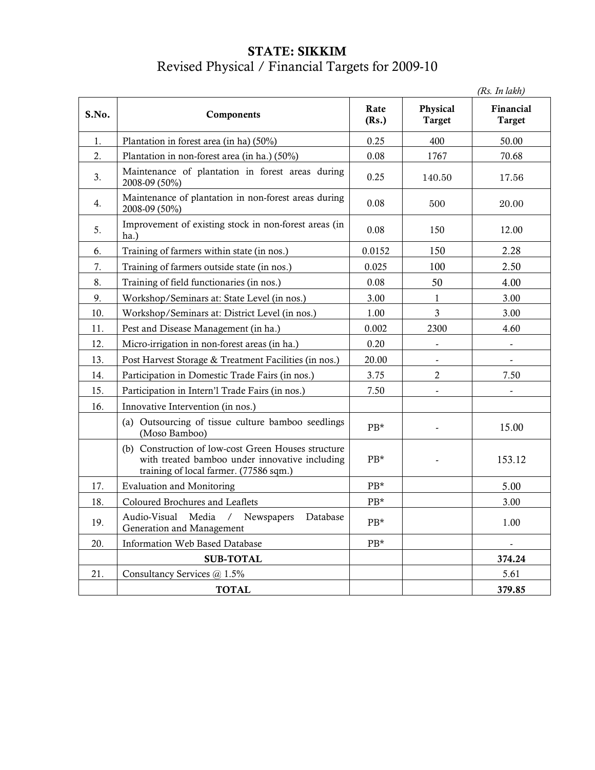**STATE: SIKKIM**

Revised Physical / Financial Targets for 2009-10

*(Rs. In lakh)*

| S.No. | Components | Rate (Rs.) | Physical Target | Financial Target |
|---|---|---|---|---|
| 1. | Plantation in forest area (in ha) (50%) | 0.25 | 400 | 50.00 |
| 2. | Plantation in non-forest area (in ha.) (50%) | 0.08 | 1767 | 70.68 |
| 3. | Maintenance of plantation in forest areas during 2008-09 (50%) | 0.25 | 140.50 | 17.56 |
| 4. | Maintenance of plantation in non-forest areas during 2008-09 (50%) | 0.08 | 500 | 20.00 |
| 5. | Improvement of existing stock in non-forest areas (in ha.) | 0.08 | 150 | 12.00 |
| 6. | Training of farmers within state (in nos.) | 0.0152 | 150 | 2.28 |
| 7. | Training of farmers outside state (in nos.) | 0.025 | 100 | 2.50 |
| 8. | Training of field functionaries (in nos.) | 0.08 | 50 | 4.00 |
| 9. | Workshop/Seminars at: State Level (in nos.) | 3.00 | 1 | 3.00 |
| 10. | Workshop/Seminars at: District Level (in nos.) | 1.00 | 3 | 3.00 |
| 11. | Pest and Disease Management (in ha.) | 0.002 | 2300 | 4.60 |
| 12. | Micro-irrigation in non-forest areas (in ha.) | 0.20 | - | - |
| 13. | Post Harvest Storage & Treatment Facilities (in nos.) | 20.00 | - | - |
| 14. | Participation in Domestic Trade Fairs (in nos.) | 3.75 | 2 | 7.50 |
| 15. | Participation in Intern'l Trade Fairs (in nos.) | 7.50 | - | - |
| 16. | Innovative Intervention (in nos.) | | | |
| | (a) Outsourcing of tissue culture bamboo seedlings (Moso Bamboo) | PB* | - | 15.00 |
| | (b) Construction of low-cost Green Houses structure with treated bamboo under innovative including training of local farmer. (77586 sqm.) | PB* | - | 153.12 |
| 17. | Evaluation and Monitoring | PB* | | 5.00 |
| 18. | Coloured Brochures and Leaflets | PB* | | 3.00 |
| 19. | Audio-Visual Media / Newspapers Database Generation and Management | PB* | | 1.00 |
| 20. | Information Web Based Database | PB* | | - |
| | **SUB-TOTAL** | | | **374.24** |
| 21. | Consultancy Services @ 1.5% | | | 5.61 |
| | **TOTAL** | | | **379.85** |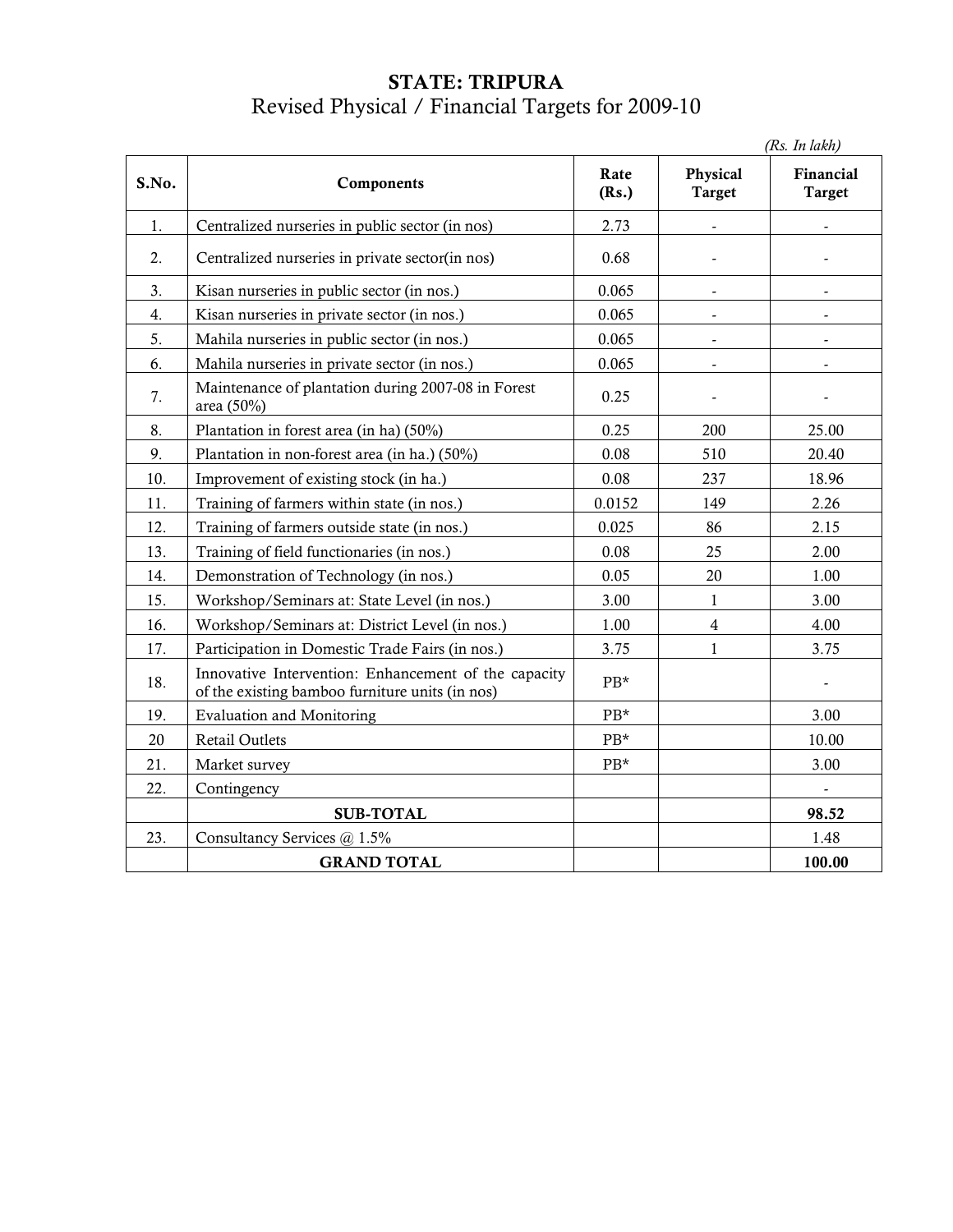# STATE: TRIPURA

## Revised Physical / Financial Targets for 2009-10

*(Rs. In lakh)*

| S.No. | Components | Rate (Rs.) | Physical Target | Financial Target |
|---|---|---|---|---|
| 1. | Centralized nurseries in public sector (in nos) | 2.73 | - | - |
| 2. | Centralized nurseries in private sector(in nos) | 0.68 | - | - |
| 3. | Kisan nurseries in public sector (in nos.) | 0.065 | - | - |
| 4. | Kisan nurseries in private sector (in nos.) | 0.065 | - | - |
| 5. | Mahila nurseries in public sector (in nos.) | 0.065 | - | - |
| 6. | Mahila nurseries in private sector (in nos.) | 0.065 | - | - |
| 7. | Maintenance of plantation during 2007-08 in Forest area (50%) | 0.25 | - | - |
| 8. | Plantation in forest area (in ha) (50%) | 0.25 | 200 | 25.00 |
| 9. | Plantation in non-forest area (in ha.) (50%) | 0.08 | 510 | 20.40 |
| 10. | Improvement of existing stock (in ha.) | 0.08 | 237 | 18.96 |
| 11. | Training of farmers within state (in nos.) | 0.0152 | 149 | 2.26 |
| 12. | Training of farmers outside state (in nos.) | 0.025 | 86 | 2.15 |
| 13. | Training of field functionaries (in nos.) | 0.08 | 25 | 2.00 |
| 14. | Demonstration of Technology (in nos.) | 0.05 | 20 | 1.00 |
| 15. | Workshop/Seminars at: State Level (in nos.) | 3.00 | 1 | 3.00 |
| 16. | Workshop/Seminars at: District Level (in nos.) | 1.00 | 4 | 4.00 |
| 17. | Participation in Domestic Trade Fairs (in nos.) | 3.75 | 1 | 3.75 |
| 18. | Innovative Intervention: Enhancement of the capacity of the existing bamboo furniture units (in nos) | PB* | | - |
| 19. | Evaluation and Monitoring | PB* | | 3.00 |
| 20 | Retail Outlets | PB* | | 10.00 |
| 21. | Market survey | PB* | | 3.00 |
| 22. | Contingency | | | - |
| | **SUB-TOTAL** | | | **98.52** |
| 23. | Consultancy Services @ 1.5% | | | 1.48 |
| | **GRAND TOTAL** | | | **100.00** |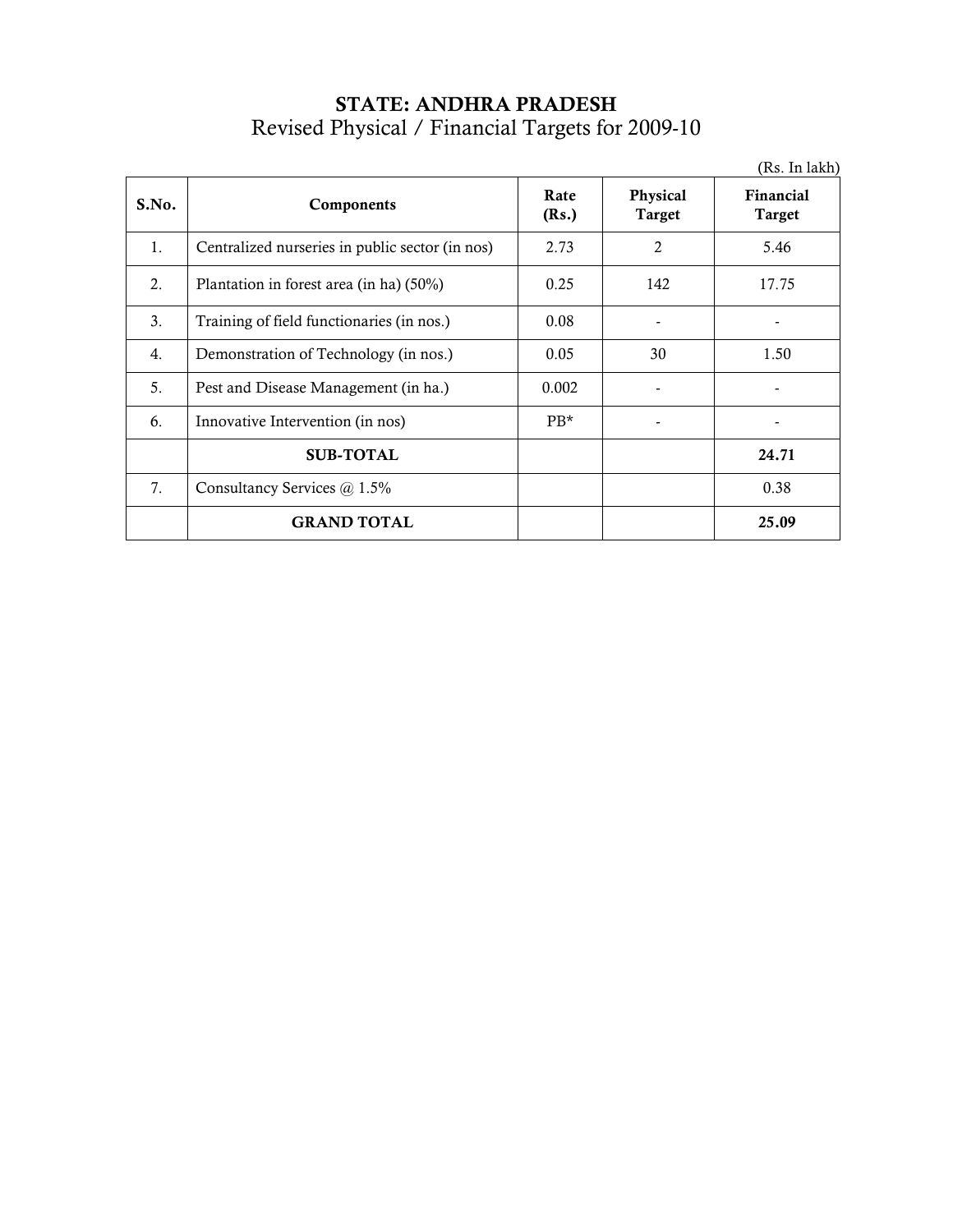# STATE: ANDHRA PRADESH

## Revised Physical / Financial Targets for 2009-10

(Rs. In lakh)

| S.No. | Components | Rate (Rs.) | Physical Target | Financial Target |
|---|---|---|---|---|
| 1. | Centralized nurseries in public sector (in nos) | 2.73 | 2 | 5.46 |
| 2. | Plantation in forest area (in ha) (50%) | 0.25 | 142 | 17.75 |
| 3. | Training of field functionaries (in nos.) | 0.08 | - | - |
| 4. | Demonstration of Technology (in nos.) | 0.05 | 30 | 1.50 |
| 5. | Pest and Disease Management (in ha.) | 0.002 | - | - |
| 6. | Innovative Intervention (in nos) | PB* | - | - |
| | **SUB-TOTAL** | | | **24.71** |
| 7. | Consultancy Services @ 1.5% | | | 0.38 |
| | **GRAND TOTAL** | | | **25.09** |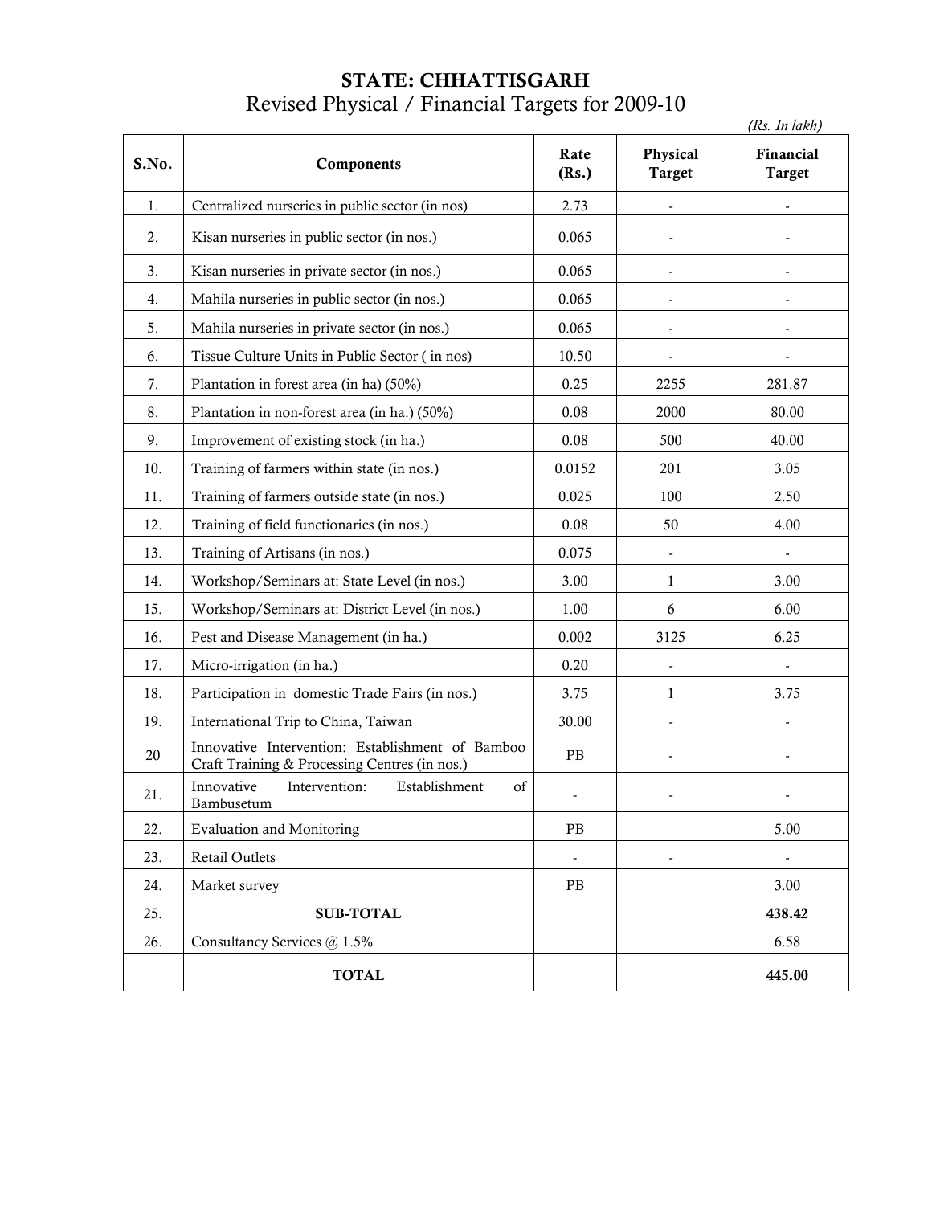# STATE: CHHATTISGARH

## Revised Physical / Financial Targets for 2009-10

*(Rs. In lakh)*

| S.No. | Components | Rate (Rs.) | Physical Target | Financial Target |
|---|---|---|---|---|
| 1. | Centralized nurseries in public sector (in nos) | 2.73 | - | - |
| 2. | Kisan nurseries in public sector (in nos.) | 0.065 | - | - |
| 3. | Kisan nurseries in private sector (in nos.) | 0.065 | - | - |
| 4. | Mahila nurseries in public sector (in nos.) | 0.065 | - | - |
| 5. | Mahila nurseries in private sector (in nos.) | 0.065 | - | - |
| 6. | Tissue Culture Units in Public Sector ( in nos) | 10.50 | - | - |
| 7. | Plantation in forest area (in ha) (50%) | 0.25 | 2255 | 281.87 |
| 8. | Plantation in non-forest area (in ha.) (50%) | 0.08 | 2000 | 80.00 |
| 9. | Improvement of existing stock (in ha.) | 0.08 | 500 | 40.00 |
| 10. | Training of farmers within state (in nos.) | 0.0152 | 201 | 3.05 |
| 11. | Training of farmers outside state (in nos.) | 0.025 | 100 | 2.50 |
| 12. | Training of field functionaries (in nos.) | 0.08 | 50 | 4.00 |
| 13. | Training of Artisans (in nos.) | 0.075 | - | - |
| 14. | Workshop/Seminars at: State Level (in nos.) | 3.00 | 1 | 3.00 |
| 15. | Workshop/Seminars at: District Level (in nos.) | 1.00 | 6 | 6.00 |
| 16. | Pest and Disease Management (in ha.) | 0.002 | 3125 | 6.25 |
| 17. | Micro-irrigation (in ha.) | 0.20 | - | - |
| 18. | Participation in domestic Trade Fairs (in nos.) | 3.75 | 1 | 3.75 |
| 19. | International Trip to China, Taiwan | 30.00 | - | - |
| 20 | Innovative Intervention: Establishment of Bamboo Craft Training & Processing Centres (in nos.) | PB | - | - |
| 21. | Innovative Intervention: Establishment of Bambusetum | - | - | - |
| 22. | Evaluation and Monitoring | PB | | 5.00 |
| 23. | Retail Outlets | - | - | - |
| 24. | Market survey | PB | | 3.00 |
| 25. | **SUB-TOTAL** | | | **438.42** |
| 26. | Consultancy Services @ 1.5% | | | 6.58 |
| | **TOTAL** | | | **445.00** |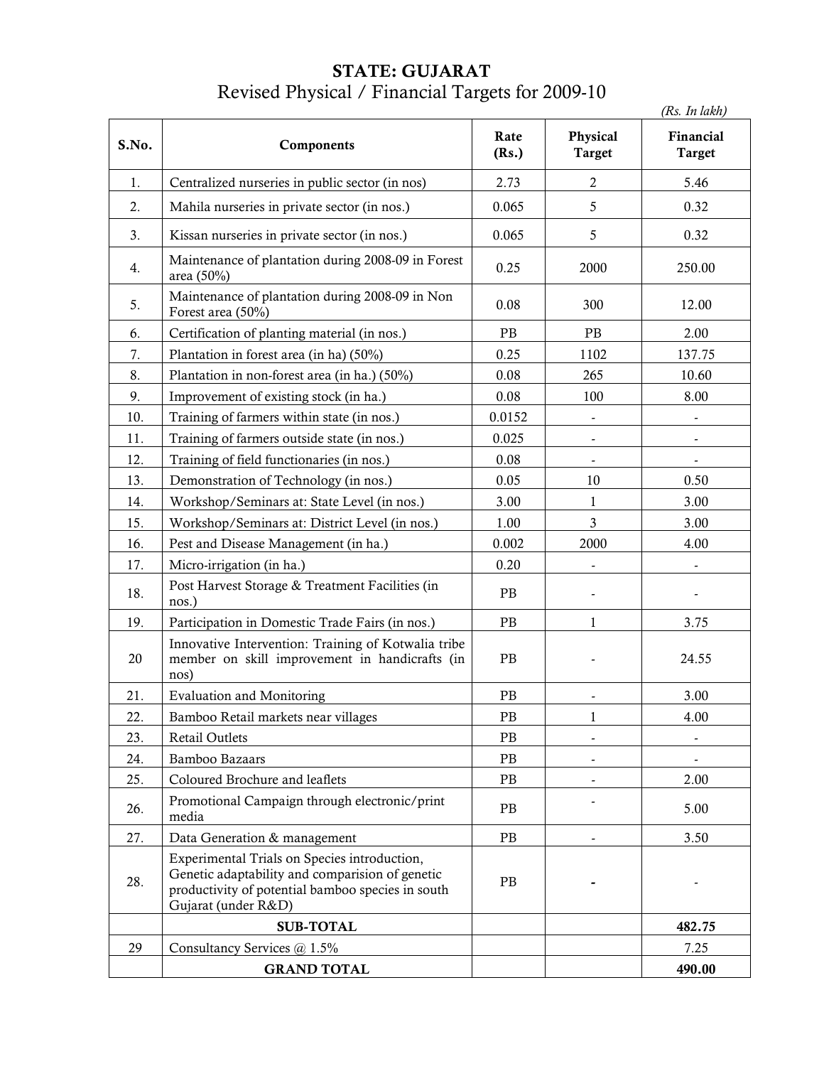# STATE: GUJARAT

## Revised Physical / Financial Targets for 2009-10

*(Rs. In lakh)*

| S.No. | Components | Rate (Rs.) | Physical Target | Financial Target |
|---|---|---|---|---|
| 1. | Centralized nurseries in public sector (in nos) | 2.73 | 2 | 5.46 |
| 2. | Mahila nurseries in private sector (in nos.) | 0.065 | 5 | 0.32 |
| 3. | Kissan nurseries in private sector (in nos.) | 0.065 | 5 | 0.32 |
| 4. | Maintenance of plantation during 2008-09 in Forest area (50%) | 0.25 | 2000 | 250.00 |
| 5. | Maintenance of plantation during 2008-09 in Non Forest area (50%) | 0.08 | 300 | 12.00 |
| 6. | Certification of planting material (in nos.) | PB | PB | 2.00 |
| 7. | Plantation in forest area (in ha) (50%) | 0.25 | 1102 | 137.75 |
| 8. | Plantation in non-forest area (in ha.) (50%) | 0.08 | 265 | 10.60 |
| 9. | Improvement of existing stock (in ha.) | 0.08 | 100 | 8.00 |
| 10. | Training of farmers within state (in nos.) | 0.0152 | - | - |
| 11. | Training of farmers outside state (in nos.) | 0.025 | - | - |
| 12. | Training of field functionaries (in nos.) | 0.08 | - | - |
| 13. | Demonstration of Technology (in nos.) | 0.05 | 10 | 0.50 |
| 14. | Workshop/Seminars at: State Level (in nos.) | 3.00 | 1 | 3.00 |
| 15. | Workshop/Seminars at: District Level (in nos.) | 1.00 | 3 | 3.00 |
| 16. | Pest and Disease Management (in ha.) | 0.002 | 2000 | 4.00 |
| 17. | Micro-irrigation (in ha.) | 0.20 | - | - |
| 18. | Post Harvest Storage & Treatment Facilities (in nos.) | PB | - | - |
| 19. | Participation in Domestic Trade Fairs (in nos.) | PB | 1 | 3.75 |
| 20 | Innovative Intervention: Training of Kotwalia tribe member on skill improvement in handicrafts (in nos) | PB | - | 24.55 |
| 21. | Evaluation and Monitoring | PB | - | 3.00 |
| 22. | Bamboo Retail markets near villages | PB | 1 | 4.00 |
| 23. | Retail Outlets | PB | - | - |
| 24. | Bamboo Bazaars | PB | - | - |
| 25. | Coloured Brochure and leaflets | PB | - | 2.00 |
| 26. | Promotional Campaign through electronic/print media | PB | - | 5.00 |
| 27. | Data Generation & management | PB | - | 3.50 |
| 28. | Experimental Trials on Species introduction, Genetic adaptability and comparision of genetic productivity of potential bamboo species in south Gujarat (under R&D) | PB | **-** | - |
| | **SUB-TOTAL** | | | **482.75** |
| 29 | Consultancy Services @ 1.5% | | | 7.25 |
| | **GRAND TOTAL** | | | **490.00** |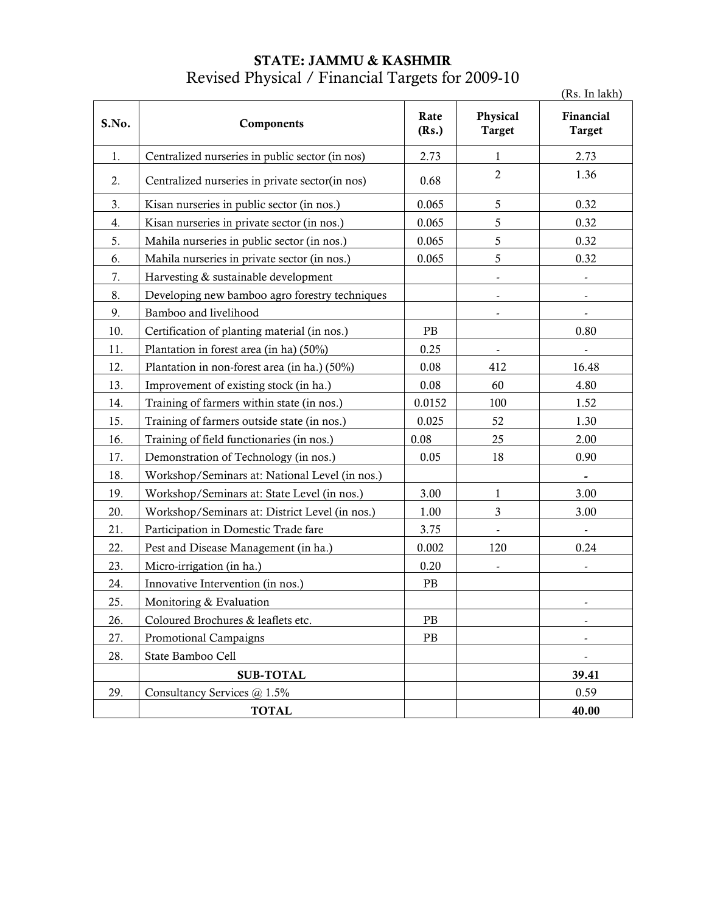# STATE: JAMMU & KASHMIR

## Revised Physical / Financial Targets for 2009-10

(Rs. In lakh)

| S.No. | Components | Rate (Rs.) | Physical Target | Financial Target |
|---|---|---|---|---|
| 1. | Centralized nurseries in public sector (in nos) | 2.73 | 1 | 2.73 |
| 2. | Centralized nurseries in private sector(in nos) | 0.68 | 2 | 1.36 |
| 3. | Kisan nurseries in public sector (in nos.) | 0.065 | 5 | 0.32 |
| 4. | Kisan nurseries in private sector (in nos.) | 0.065 | 5 | 0.32 |
| 5. | Mahila nurseries in public sector (in nos.) | 0.065 | 5 | 0.32 |
| 6. | Mahila nurseries in private sector (in nos.) | 0.065 | 5 | 0.32 |
| 7. | Harvesting & sustainable development | | - | - |
| 8. | Developing new bamboo agro forestry techniques | | - | - |
| 9. | Bamboo and livelihood | | - | - |
| 10. | Certification of planting material (in nos.) | PB | | 0.80 |
| 11. | Plantation in forest area (in ha) (50%) | 0.25 | - | - |
| 12. | Plantation in non-forest area (in ha.) (50%) | 0.08 | 412 | 16.48 |
| 13. | Improvement of existing stock (in ha.) | 0.08 | 60 | 4.80 |
| 14. | Training of farmers within state (in nos.) | 0.0152 | 100 | 1.52 |
| 15. | Training of farmers outside state (in nos.) | 0.025 | 52 | 1.30 |
| 16. | Training of field functionaries (in nos.) | 0.08 | 25 | 2.00 |
| 17. | Demonstration of Technology (in nos.) | 0.05 | 18 | 0.90 |
| 18. | Workshop/Seminars at: National Level (in nos.) | | | - |
| 19. | Workshop/Seminars at: State Level (in nos.) | 3.00 | 1 | 3.00 |
| 20. | Workshop/Seminars at: District Level (in nos.) | 1.00 | 3 | 3.00 |
| 21. | Participation in Domestic Trade fare | 3.75 | - | - |
| 22. | Pest and Disease Management (in ha.) | 0.002 | 120 | 0.24 |
| 23. | Micro-irrigation (in ha.) | 0.20 | - | - |
| 24. | Innovative Intervention (in nos.) | PB | | |
| 25. | Monitoring & Evaluation | | | - |
| 26. | Coloured Brochures & leaflets etc. | PB | | - |
| 27. | Promotional Campaigns | PB | | - |
| 28. | State Bamboo Cell | | | - |
| | **SUB-TOTAL** | | | **39.41** |
| 29. | Consultancy Services @ 1.5% | | | 0.59 |
| | **TOTAL** | | | **40.00** |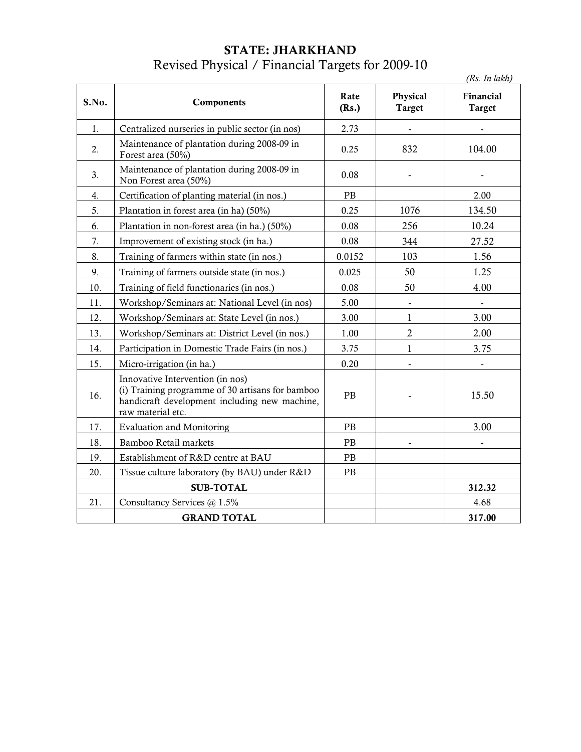# STATE: JHARKHAND

## Revised Physical / Financial Targets for 2009-10

*(Rs. In lakh)*

| S.No. | Components | Rate (Rs.) | Physical Target | Financial Target |
|---|---|---|---|---|
| 1. | Centralized nurseries in public sector (in nos) | 2.73 | - | - |
| 2. | Maintenance of plantation during 2008-09 in Forest area (50%) | 0.25 | 832 | 104.00 |
| 3. | Maintenance of plantation during 2008-09 in Non Forest area (50%) | 0.08 | - | - |
| 4. | Certification of planting material (in nos.) | PB | | 2.00 |
| 5. | Plantation in forest area (in ha) (50%) | 0.25 | 1076 | 134.50 |
| 6. | Plantation in non-forest area (in ha.) (50%) | 0.08 | 256 | 10.24 |
| 7. | Improvement of existing stock (in ha.) | 0.08 | 344 | 27.52 |
| 8. | Training of farmers within state (in nos.) | 0.0152 | 103 | 1.56 |
| 9. | Training of farmers outside state (in nos.) | 0.025 | 50 | 1.25 |
| 10. | Training of field functionaries (in nos.) | 0.08 | 50 | 4.00 |
| 11. | Workshop/Seminars at: National Level (in nos) | 5.00 | - | - |
| 12. | Workshop/Seminars at: State Level (in nos.) | 3.00 | 1 | 3.00 |
| 13. | Workshop/Seminars at: District Level (in nos.) | 1.00 | 2 | 2.00 |
| 14. | Participation in Domestic Trade Fairs (in nos.) | 3.75 | 1 | 3.75 |
| 15. | Micro-irrigation (in ha.) | 0.20 | - | - |
| 16. | Innovative Intervention (in nos)<br>(i) Training programme of 30 artisans for bamboo handicraft development including new machine, raw material etc. | PB | - | 15.50 |
| 17. | Evaluation and Monitoring | PB | | 3.00 |
| 18. | Bamboo Retail markets | PB | - | - |
| 19. | Establishment of R&D centre at BAU | PB | | |
| 20. | Tissue culture laboratory (by BAU) under R&D | PB | | |
| | **SUB-TOTAL** | | | **312.32** |
| 21. | Consultancy Services @ 1.5% | | | 4.68 |
| | **GRAND TOTAL** | | | **317.00** |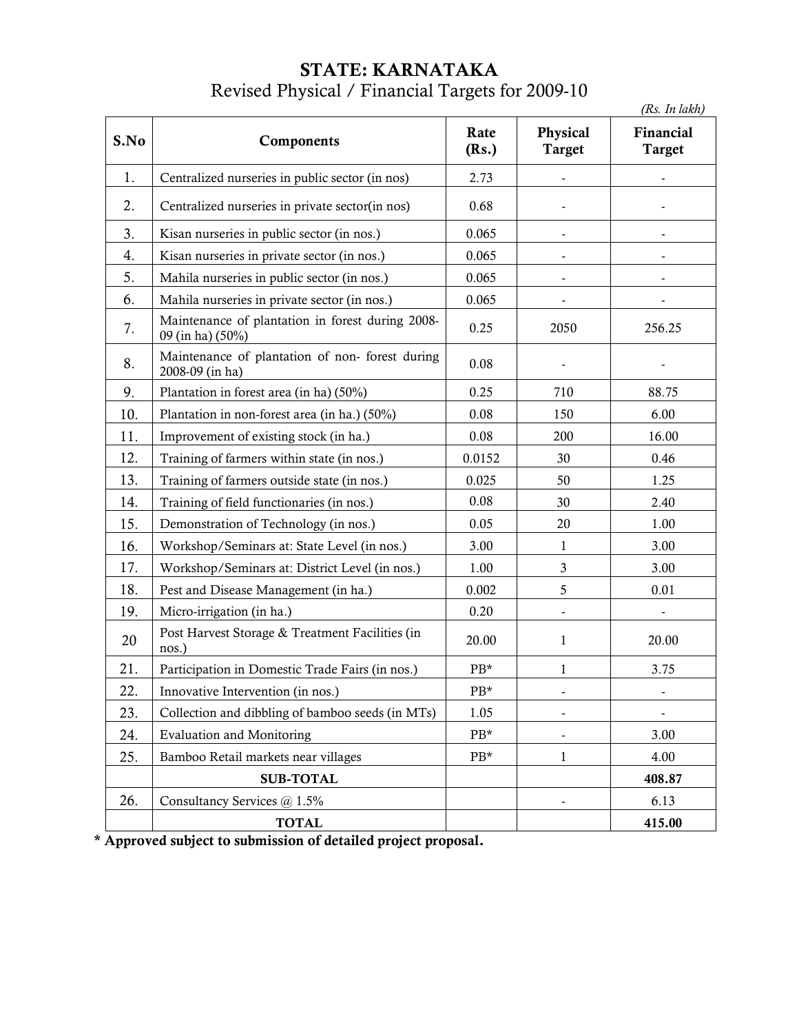# STATE: KARNATAKA

## Revised Physical / Financial Targets for 2009-10

*(Rs. In lakh)*

| S.No | Components | Rate (Rs.) | Physical Target | Financial Target |
|---|---|---|---|---|
| 1. | Centralized nurseries in public sector (in nos) | 2.73 | - | - |
| 2. | Centralized nurseries in private sector(in nos) | 0.68 | - | - |
| 3. | Kisan nurseries in public sector (in nos.) | 0.065 | - | - |
| 4. | Kisan nurseries in private sector (in nos.) | 0.065 | - | - |
| 5. | Mahila nurseries in public sector (in nos.) | 0.065 | - | - |
| 6. | Mahila nurseries in private sector (in nos.) | 0.065 | - | - |
| 7. | Maintenance of plantation in forest during 2008-09 (in ha) (50%) | 0.25 | 2050 | 256.25 |
| 8. | Maintenance of plantation of non- forest during 2008-09 (in ha) | 0.08 | - | - |
| 9. | Plantation in forest area (in ha) (50%) | 0.25 | 710 | 88.75 |
| 10. | Plantation in non-forest area (in ha.) (50%) | 0.08 | 150 | 6.00 |
| 11. | Improvement of existing stock (in ha.) | 0.08 | 200 | 16.00 |
| 12. | Training of farmers within state (in nos.) | 0.0152 | 30 | 0.46 |
| 13. | Training of farmers outside state (in nos.) | 0.025 | 50 | 1.25 |
| 14. | Training of field functionaries (in nos.) | 0.08 | 30 | 2.40 |
| 15. | Demonstration of Technology (in nos.) | 0.05 | 20 | 1.00 |
| 16. | Workshop/Seminars at: State Level (in nos.) | 3.00 | 1 | 3.00 |
| 17. | Workshop/Seminars at: District Level (in nos.) | 1.00 | 3 | 3.00 |
| 18. | Pest and Disease Management (in ha.) | 0.002 | 5 | 0.01 |
| 19. | Micro-irrigation (in ha.) | 0.20 | - | - |
| 20 | Post Harvest Storage & Treatment Facilities (in nos.) | 20.00 | 1 | 20.00 |
| 21. | Participation in Domestic Trade Fairs (in nos.) | PB* | 1 | 3.75 |
| 22. | Innovative Intervention (in nos.) | PB* | - | - |
| 23. | Collection and dibbling of bamboo seeds (in MTs) | 1.05 | - | - |
| 24. | Evaluation and Monitoring | PB* | - | 3.00 |
| 25. | Bamboo Retail markets near villages | PB* | 1 | 4.00 |
| | **SUB-TOTAL** | | | **408.87** |
| 26. | Consultancy Services @ 1.5% | | - | 6.13 |
| | **TOTAL** | | | **415.00** |

**\* Approved subject to submission of detailed project proposal.**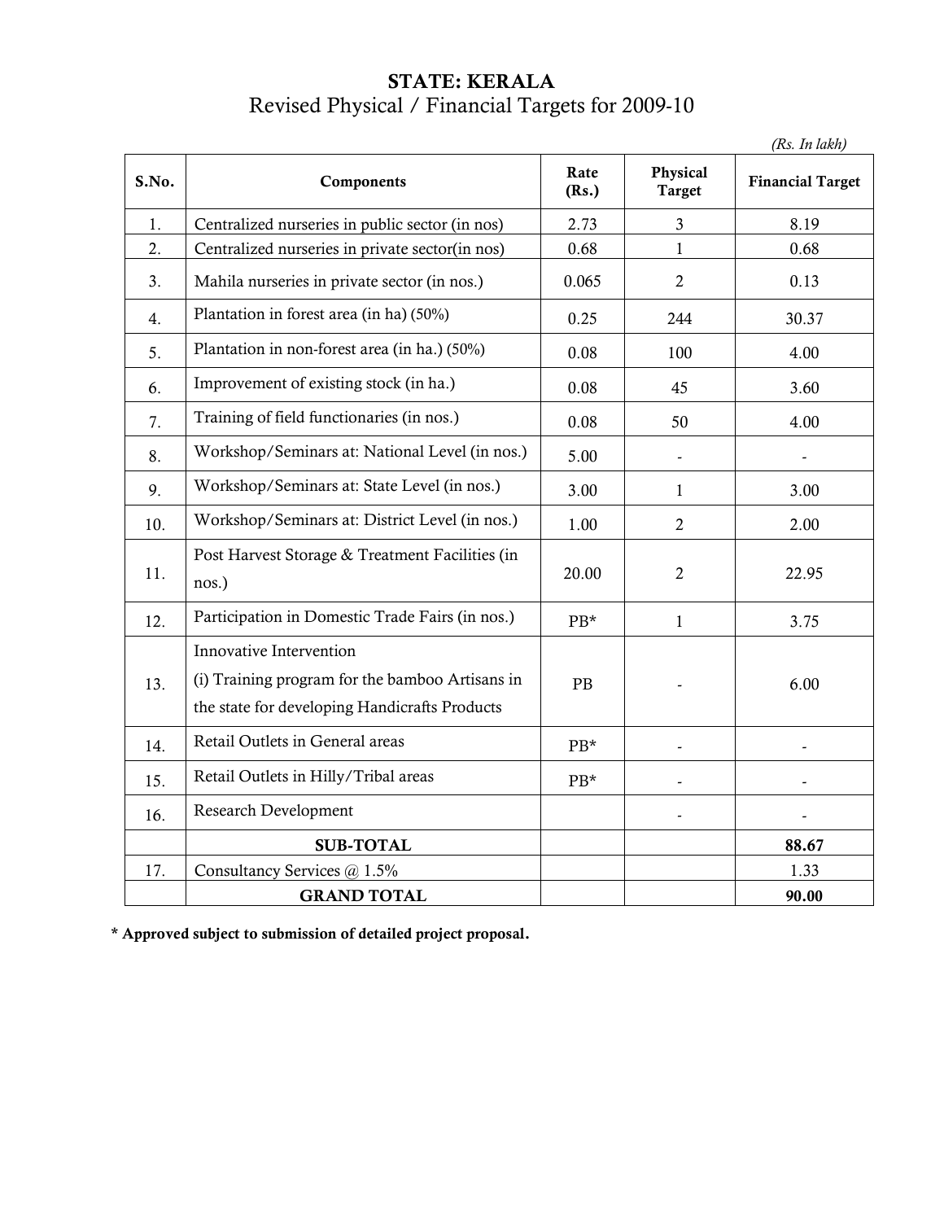# STATE: KERALA

## Revised Physical / Financial Targets for 2009-10

*(Rs. In lakh)*

| S.No. | Components | Rate (Rs.) | Physical Target | Financial Target |
|---|---|---|---|---|
| 1. | Centralized nurseries in public sector (in nos) | 2.73 | 3 | 8.19 |
| 2. | Centralized nurseries in private sector(in nos) | 0.68 | 1 | 0.68 |
| 3. | Mahila nurseries in private sector (in nos.) | 0.065 | 2 | 0.13 |
| 4. | Plantation in forest area (in ha) (50%) | 0.25 | 244 | 30.37 |
| 5. | Plantation in non-forest area (in ha.) (50%) | 0.08 | 100 | 4.00 |
| 6. | Improvement of existing stock (in ha.) | 0.08 | 45 | 3.60 |
| 7. | Training of field functionaries (in nos.) | 0.08 | 50 | 4.00 |
| 8. | Workshop/Seminars at: National Level (in nos.) | 5.00 | - | - |
| 9. | Workshop/Seminars at: State Level (in nos.) | 3.00 | 1 | 3.00 |
| 10. | Workshop/Seminars at: District Level (in nos.) | 1.00 | 2 | 2.00 |
| 11. | Post Harvest Storage & Treatment Facilities (in nos.) | 20.00 | 2 | 22.95 |
| 12. | Participation in Domestic Trade Fairs (in nos.) | PB* | 1 | 3.75 |
| 13. | Innovative Intervention (i) Training program for the bamboo Artisans in the state for developing Handicrafts Products | PB | - | 6.00 |
| 14. | Retail Outlets in General areas | PB* | - | - |
| 15. | Retail Outlets in Hilly/Tribal areas | PB* | - | - |
| 16. | Research Development | | - | - |
| | **SUB-TOTAL** | | | **88.67** |
| 17. | Consultancy Services @ 1.5% | | | 1.33 |
| | **GRAND TOTAL** | | | **90.00** |

**\* Approved subject to submission of detailed project proposal.**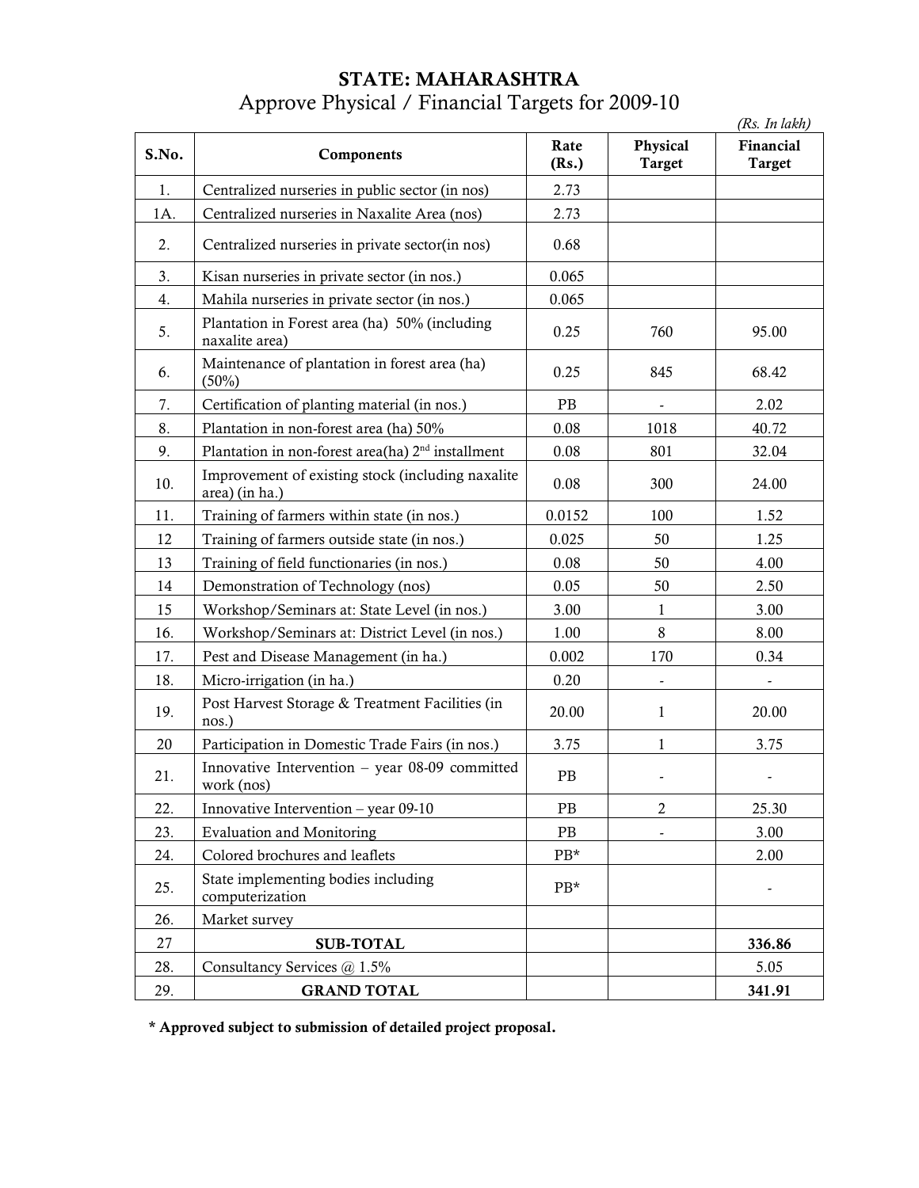# STATE: MAHARASHTRA

## Approve Physical / Financial Targets for 2009-10

*(Rs. In lakh)*

| S.No. | Components | Rate (Rs.) | Physical Target | Financial Target |
|---|---|---|---|---|
| 1. | Centralized nurseries in public sector (in nos) | 2.73 | | |
| 1A. | Centralized nurseries in Naxalite Area (nos) | 2.73 | | |
| 2. | Centralized nurseries in private sector(in nos) | 0.68 | | |
| 3. | Kisan nurseries in private sector (in nos.) | 0.065 | | |
| 4. | Mahila nurseries in private sector (in nos.) | 0.065 | | |
| 5. | Plantation in Forest area (ha) 50% (including naxalite area) | 0.25 | 760 | 95.00 |
| 6. | Maintenance of plantation in forest area (ha) (50%) | 0.25 | 845 | 68.42 |
| 7. | Certification of planting material (in nos.) | PB | - | 2.02 |
| 8. | Plantation in non-forest area (ha) 50% | 0.08 | 1018 | 40.72 |
| 9. | Plantation in non-forest area(ha) 2nd installment | 0.08 | 801 | 32.04 |
| 10. | Improvement of existing stock (including naxalite area) (in ha.) | 0.08 | 300 | 24.00 |
| 11. | Training of farmers within state (in nos.) | 0.0152 | 100 | 1.52 |
| 12 | Training of farmers outside state (in nos.) | 0.025 | 50 | 1.25 |
| 13 | Training of field functionaries (in nos.) | 0.08 | 50 | 4.00 |
| 14 | Demonstration of Technology (nos) | 0.05 | 50 | 2.50 |
| 15 | Workshop/Seminars at: State Level (in nos.) | 3.00 | 1 | 3.00 |
| 16. | Workshop/Seminars at: District Level (in nos.) | 1.00 | 8 | 8.00 |
| 17. | Pest and Disease Management (in ha.) | 0.002 | 170 | 0.34 |
| 18. | Micro-irrigation (in ha.) | 0.20 | - | - |
| 19. | Post Harvest Storage & Treatment Facilities (in nos.) | 20.00 | 1 | 20.00 |
| 20 | Participation in Domestic Trade Fairs (in nos.) | 3.75 | 1 | 3.75 |
| 21. | Innovative Intervention – year 08-09 committed work (nos) | PB | - | - |
| 22. | Innovative Intervention – year 09-10 | PB | 2 | 25.30 |
| 23. | Evaluation and Monitoring | PB | - | 3.00 |
| 24. | Colored brochures and leaflets | PB* | | 2.00 |
| 25. | State implementing bodies including computerization | PB* | | - |
| 26. | Market survey | | | |
| 27 | **SUB-TOTAL** | | | **336.86** |
| 28. | Consultancy Services @ 1.5% | | | 5.05 |
| 29. | **GRAND TOTAL** | | | **341.91** |

**\* Approved subject to submission of detailed project proposal.**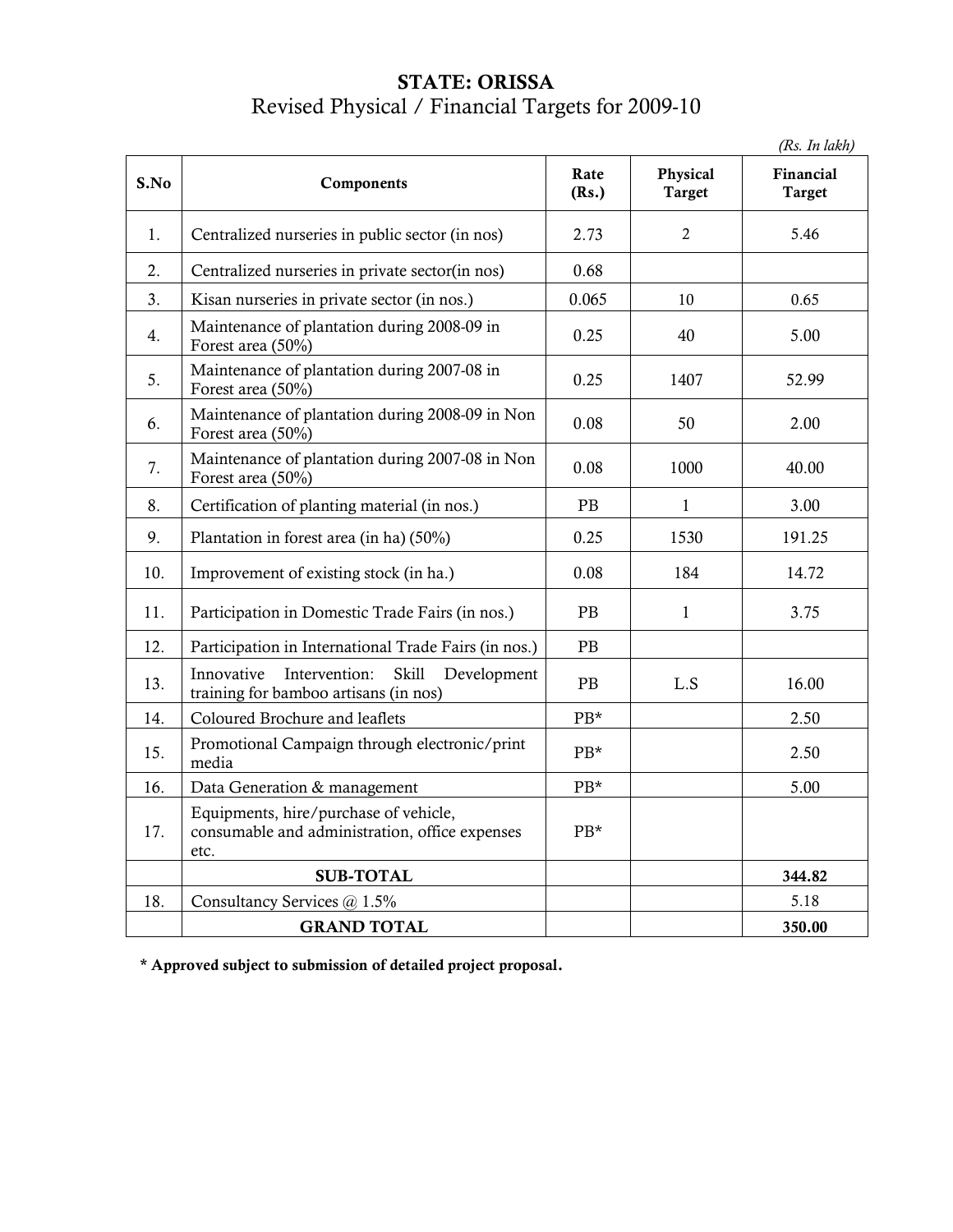# STATE: ORISSA

## Revised Physical / Financial Targets for 2009-10

*(Rs. In lakh)*

| S.No | Components | Rate (Rs.) | Physical Target | Financial Target |
|---|---|---|---|---|
| 1. | Centralized nurseries in public sector (in nos) | 2.73 | 2 | 5.46 |
| 2. | Centralized nurseries in private sector(in nos) | 0.68 | | |
| 3. | Kisan nurseries in private sector (in nos.) | 0.065 | 10 | 0.65 |
| 4. | Maintenance of plantation during 2008-09 in Forest area (50%) | 0.25 | 40 | 5.00 |
| 5. | Maintenance of plantation during 2007-08 in Forest area (50%) | 0.25 | 1407 | 52.99 |
| 6. | Maintenance of plantation during 2008-09 in Non Forest area (50%) | 0.08 | 50 | 2.00 |
| 7. | Maintenance of plantation during 2007-08 in Non Forest area (50%) | 0.08 | 1000 | 40.00 |
| 8. | Certification of planting material (in nos.) | PB | 1 | 3.00 |
| 9. | Plantation in forest area (in ha) (50%) | 0.25 | 1530 | 191.25 |
| 10. | Improvement of existing stock (in ha.) | 0.08 | 184 | 14.72 |
| 11. | Participation in Domestic Trade Fairs (in nos.) | PB | 1 | 3.75 |
| 12. | Participation in International Trade Fairs (in nos.) | PB | | |
| 13. | Innovative Intervention: Skill Development training for bamboo artisans (in nos) | PB | L.S | 16.00 |
| 14. | Coloured Brochure and leaflets | PB* | | 2.50 |
| 15. | Promotional Campaign through electronic/print media | PB* | | 2.50 |
| 16. | Data Generation & management | PB* | | 5.00 |
| 17. | Equipments, hire/purchase of vehicle, consumable and administration, office expenses etc. | PB* | | |
| | **SUB-TOTAL** | | | **344.82** |
| 18. | Consultancy Services @ 1.5% | | | 5.18 |
| | **GRAND TOTAL** | | | **350.00** |

**\* Approved subject to submission of detailed project proposal.**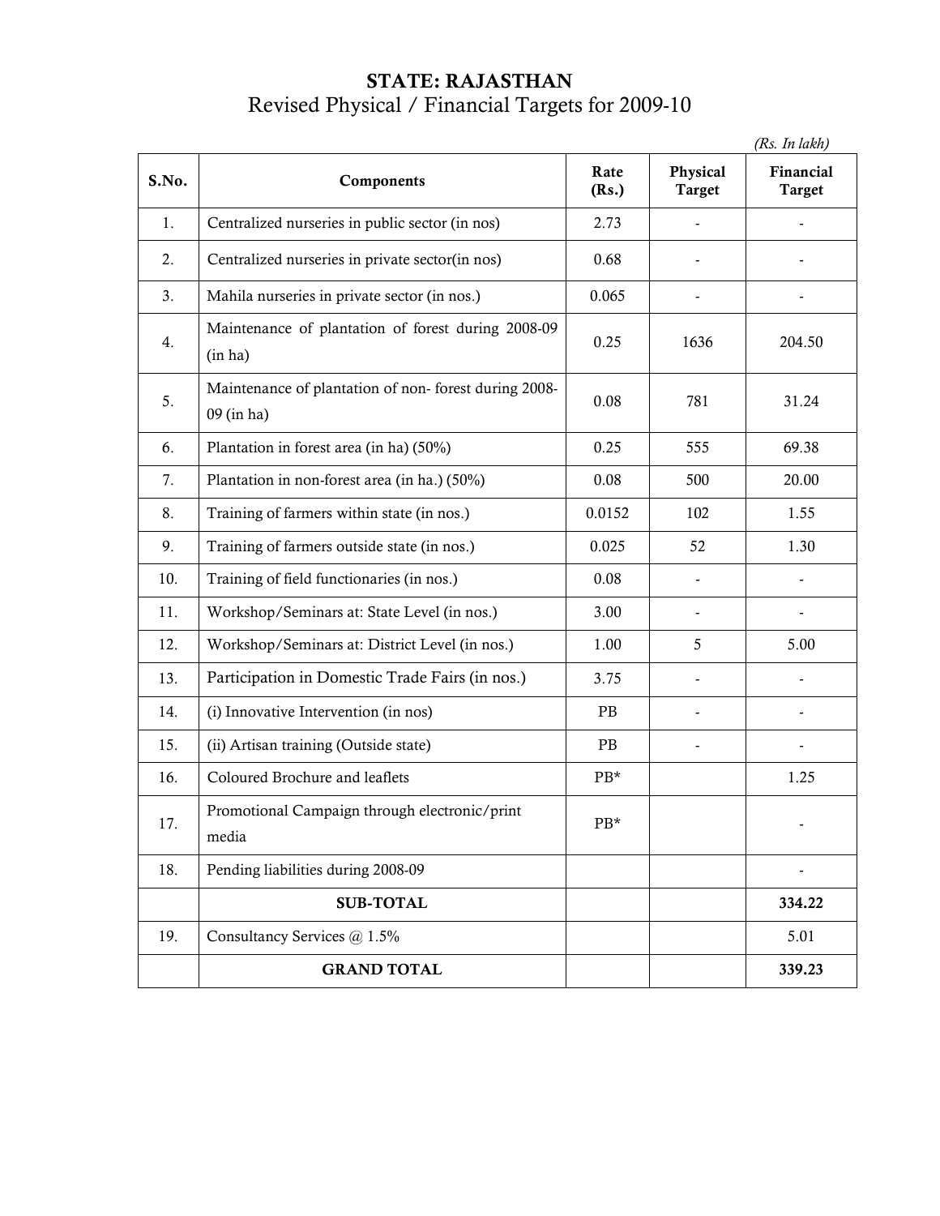# STATE: RAJASTHAN

## Revised Physical / Financial Targets for 2009-10

*(Rs. In lakh)*

| S.No. | Components | Rate (Rs.) | Physical Target | Financial Target |
|---|---|---|---|---|
| 1. | Centralized nurseries in public sector (in nos) | 2.73 | - | - |
| 2. | Centralized nurseries in private sector(in nos) | 0.68 | - | - |
| 3. | Mahila nurseries in private sector (in nos.) | 0.065 | - | - |
| 4. | Maintenance of plantation of forest during 2008-09 (in ha) | 0.25 | 1636 | 204.50 |
| 5. | Maintenance of plantation of non- forest during 2008-09 (in ha) | 0.08 | 781 | 31.24 |
| 6. | Plantation in forest area (in ha) (50%) | 0.25 | 555 | 69.38 |
| 7. | Plantation in non-forest area (in ha.) (50%) | 0.08 | 500 | 20.00 |
| 8. | Training of farmers within state (in nos.) | 0.0152 | 102 | 1.55 |
| 9. | Training of farmers outside state (in nos.) | 0.025 | 52 | 1.30 |
| 10. | Training of field functionaries (in nos.) | 0.08 | - | - |
| 11. | Workshop/Seminars at: State Level (in nos.) | 3.00 | - | - |
| 12. | Workshop/Seminars at: District Level (in nos.) | 1.00 | 5 | 5.00 |
| 13. | Participation in Domestic Trade Fairs (in nos.) | 3.75 | - | - |
| 14. | (i) Innovative Intervention (in nos) | PB | - | - |
| 15. | (ii) Artisan training (Outside state) | PB | - | - |
| 16. | Coloured Brochure and leaflets | PB* | | 1.25 |
| 17. | Promotional Campaign through electronic/print media | PB* | | - |
| 18. | Pending liabilities during 2008-09 | | | - |
| | **SUB-TOTAL** | | | **334.22** |
| 19. | Consultancy Services @ 1.5% | | | 5.01 |
| | **GRAND TOTAL** | | | **339.23** |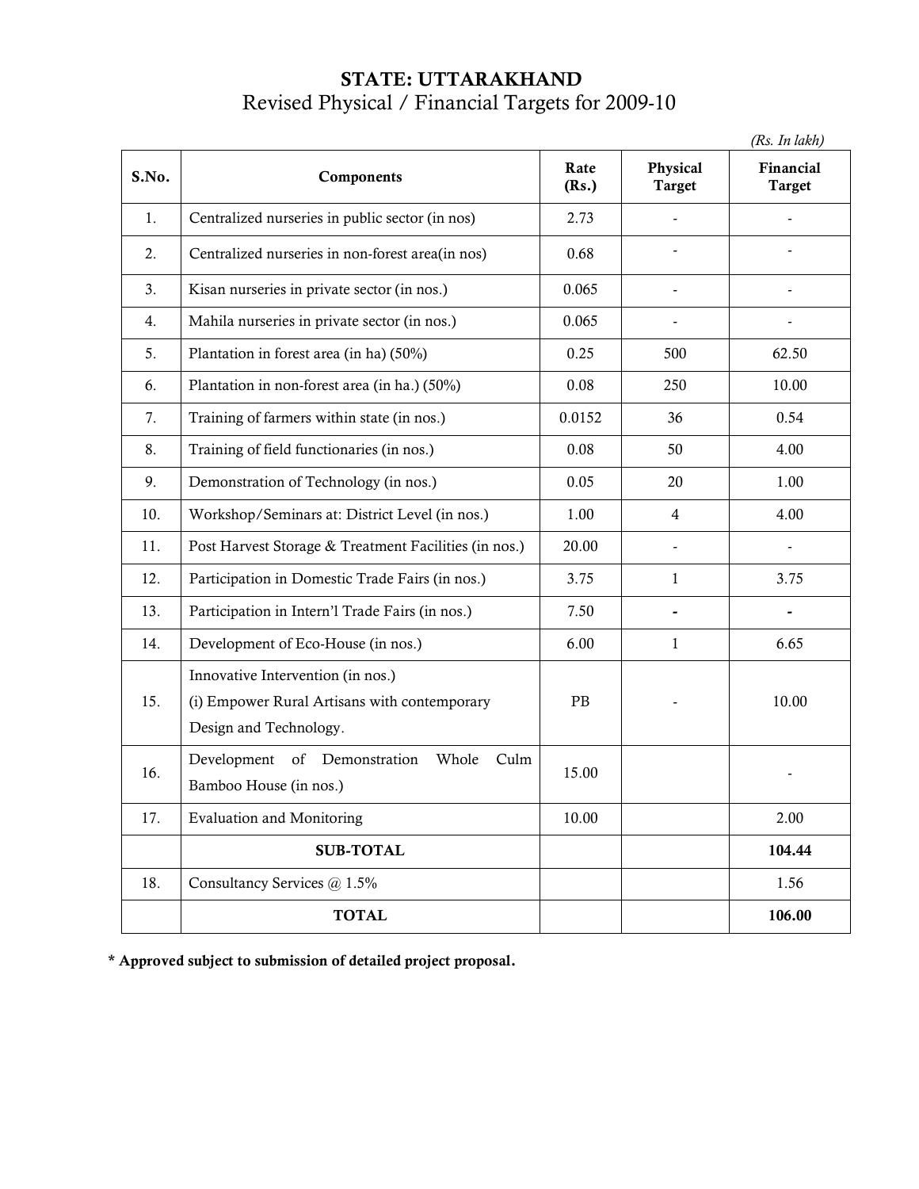# STATE: UTTARAKHAND

## Revised Physical / Financial Targets for 2009-10

*(Rs. In lakh)*

| S.No. | Components | Rate (Rs.) | Physical Target | Financial Target |
|---|---|---|---|---|
| 1. | Centralized nurseries in public sector (in nos) | 2.73 | - | - |
| 2. | Centralized nurseries in non-forest area(in nos) | 0.68 | - | - |
| 3. | Kisan nurseries in private sector (in nos.) | 0.065 | - | - |
| 4. | Mahila nurseries in private sector (in nos.) | 0.065 | - | - |
| 5. | Plantation in forest area (in ha) (50%) | 0.25 | 500 | 62.50 |
| 6. | Plantation in non-forest area (in ha.) (50%) | 0.08 | 250 | 10.00 |
| 7. | Training of farmers within state (in nos.) | 0.0152 | 36 | 0.54 |
| 8. | Training of field functionaries (in nos.) | 0.08 | 50 | 4.00 |
| 9. | Demonstration of Technology (in nos.) | 0.05 | 20 | 1.00 |
| 10. | Workshop/Seminars at: District Level (in nos.) | 1.00 | 4 | 4.00 |
| 11. | Post Harvest Storage & Treatment Facilities (in nos.) | 20.00 | - | - |
| 12. | Participation in Domestic Trade Fairs (in nos.) | 3.75 | 1 | 3.75 |
| 13. | Participation in Intern'l Trade Fairs (in nos.) | 7.50 | - | - |
| 14. | Development of Eco-House (in nos.) | 6.00 | 1 | 6.65 |
| 15. | Innovative Intervention (in nos.)<br>(i) Empower Rural Artisans with contemporary Design and Technology. | PB | - | 10.00 |
| 16. | Development of Demonstration Whole Culm Bamboo House (in nos.) | 15.00 | | - |
| 17. | Evaluation and Monitoring | 10.00 | | 2.00 |
| | **SUB-TOTAL** | | | **104.44** |
| 18. | Consultancy Services @ 1.5% | | | 1.56 |
| | **TOTAL** | | | **106.00** |

**\* Approved subject to submission of detailed project proposal.**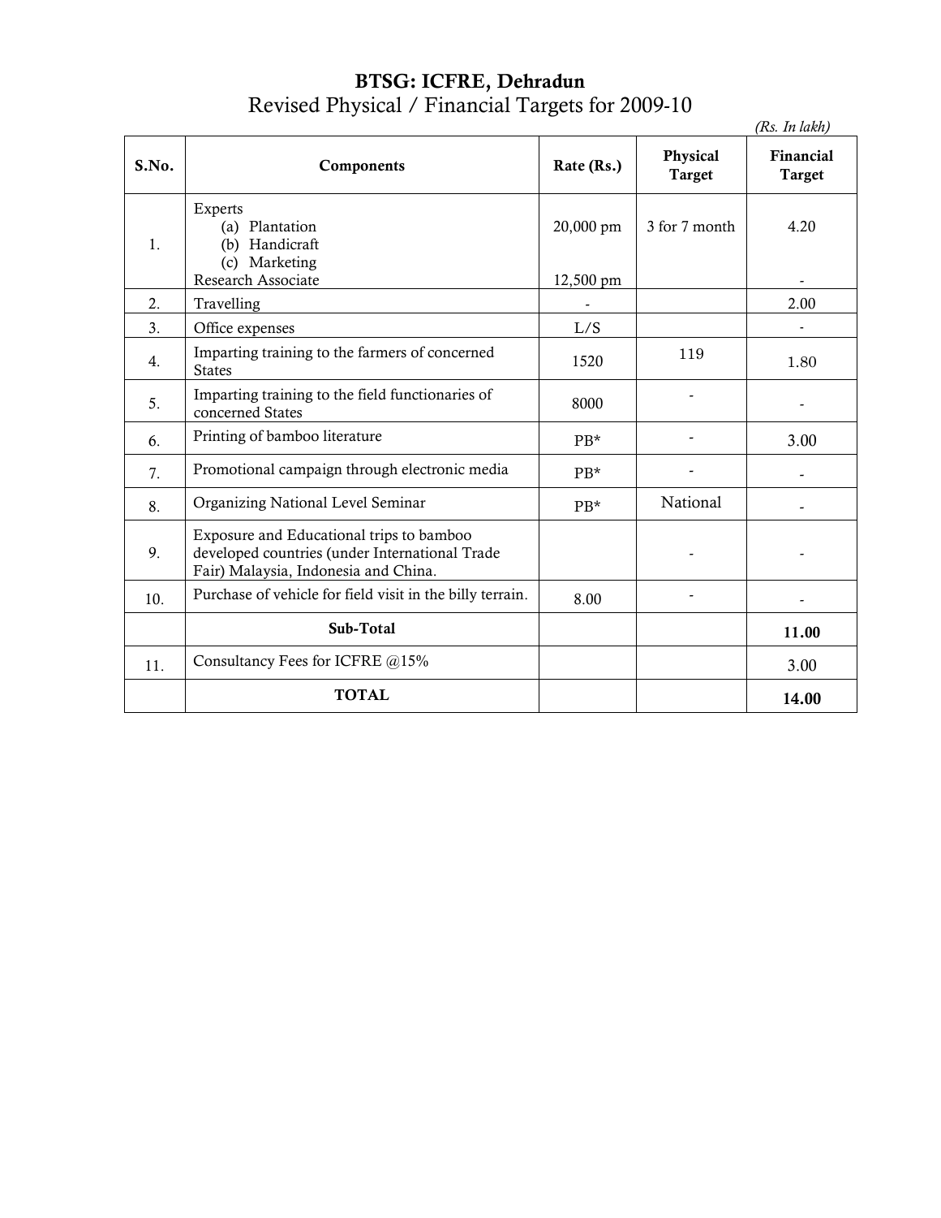# BTSG: ICFRE, Dehradun

## Revised Physical / Financial Targets for 2009-10

*(Rs. In lakh)*

| S.No. | Components | Rate (Rs.) | Physical Target | Financial Target |
|---|---|---|---|---|
| 1. | Experts<br>(a) Plantation<br>(b) Handicraft<br>(c) Marketing<br>Research Associate | 20,000 pm<br><br><br><br>12,500 pm | 3 for 7 month | 4.20<br><br><br><br>- |
| 2. | Travelling | - | | 2.00 |
| 3. | Office expenses | L/S | | - |
| 4. | Imparting training to the farmers of concerned States | 1520 | 119 | 1.80 |
| 5. | Imparting training to the field functionaries of concerned States | 8000 | - | - |
| 6. | Printing of bamboo literature | PB* | - | 3.00 |
| 7. | Promotional campaign through electronic media | PB* | - | - |
| 8. | Organizing National Level Seminar | PB* | National | - |
| 9. | Exposure and Educational trips to bamboo developed countries (under International Trade Fair) Malaysia, Indonesia and China. | | - | - |
| 10. | Purchase of vehicle for field visit in the billy terrain. | 8.00 | - | - |
| | **Sub-Total** | | | **11.00** |
| 11. | Consultancy Fees for ICFRE @15% | | | 3.00 |
| | **TOTAL** | | | **14.00** |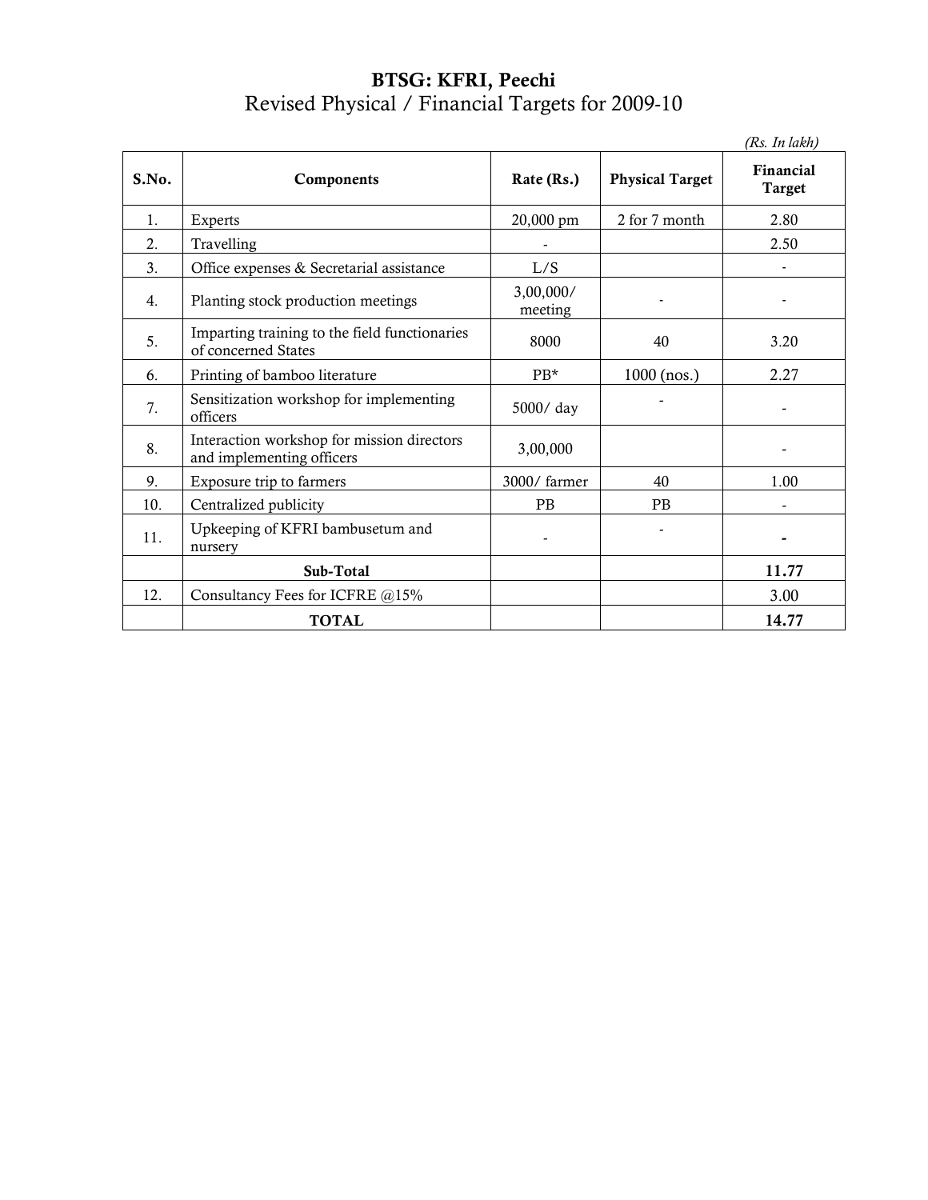**BTSG: KFRI, Peechi**

Revised Physical / Financial Targets for 2009-10

*(Rs. In lakh)*

| S.No. | Components | Rate (Rs.) | Physical Target | Financial Target |
|---|---|---|---|---|
| 1. | Experts | 20,000 pm | 2 for 7 month | 2.80 |
| 2. | Travelling | - | | 2.50 |
| 3. | Office expenses & Secretarial assistance | L/S | | - |
| 4. | Planting stock production meetings | 3,00,000/ meeting | - | - |
| 5. | Imparting training to the field functionaries of concerned States | 8000 | 40 | 3.20 |
| 6. | Printing of bamboo literature | PB* | 1000 (nos.) | 2.27 |
| 7. | Sensitization workshop for implementing officers | 5000/ day | - | - |
| 8. | Interaction workshop for mission directors and implementing officers | 3,00,000 | | - |
| 9. | Exposure trip to farmers | 3000/ farmer | 40 | 1.00 |
| 10. | Centralized publicity | PB | PB | - |
| 11. | Upkeeping of KFRI bambusetum and nursery | - | - | **-** |
| | **Sub-Total** | | | **11.77** |
| 12. | Consultancy Fees for ICFRE @15% | | | 3.00 |
| | **TOTAL** | | | **14.77** |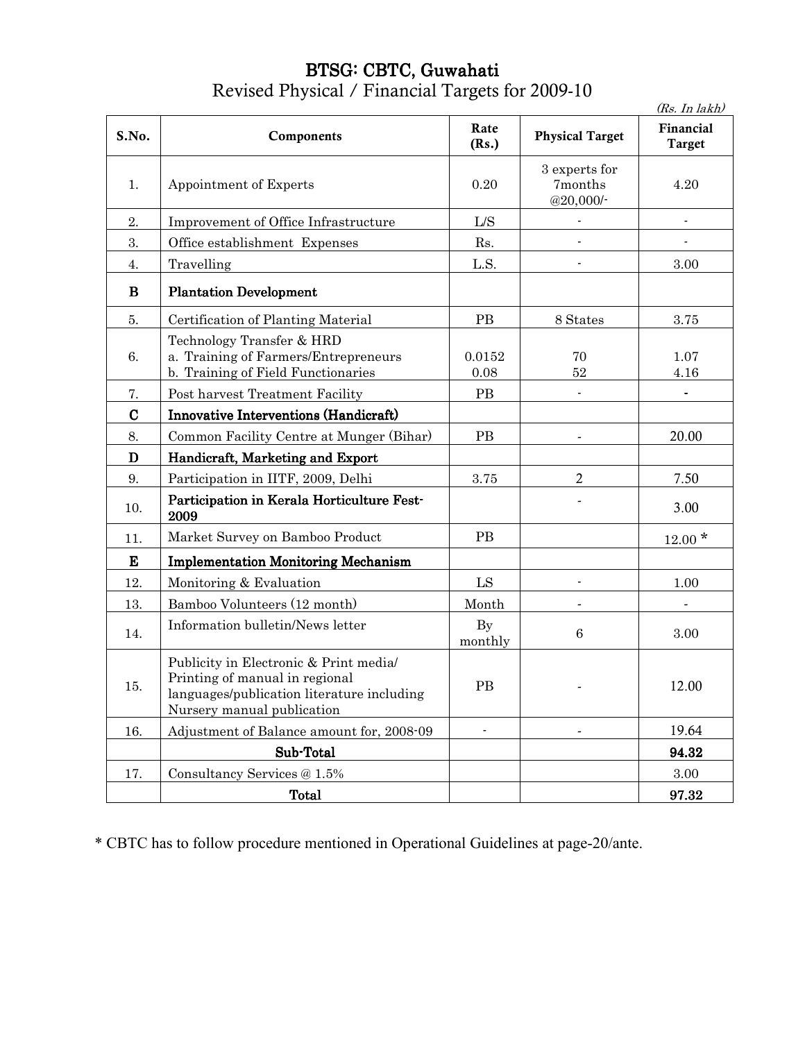# BTSG: CBTC, Guwahati

## Revised Physical / Financial Targets for 2009-10

*(Rs. In lakh)*

| S.No. | Components | Rate (Rs.) | Physical Target | Financial Target |
|---|---|---|---|---|
| 1. | Appointment of Experts | 0.20 | 3 experts for 7months @20,000/- | 4.20 |
| 2. | Improvement of Office Infrastructure | L/S | - | - |
| 3. | Office establishment Expenses | Rs. | - | - |
| 4. | Travelling | L.S. | - | 3.00 |
| **B** | **Plantation Development** | | | |
| 5. | Certification of Planting Material | PB | 8 States | 3.75 |
| 6. | Technology Transfer & HRD<br>a. Training of Farmers/Entrepreneurs<br>b. Training of Field Functionaries | <br>0.0152<br>0.08 | <br>70<br>52 | <br>1.07<br>4.16 |
| 7. | Post harvest Treatment Facility | PB | - | - |
| **C** | **Innovative Interventions (Handicraft)** | | | |
| 8. | Common Facility Centre at Munger (Bihar) | PB | - | 20.00 |
| **D** | **Handicraft, Marketing and Export** | | | |
| 9. | Participation in IITF, 2009, Delhi | 3.75 | 2 | 7.50 |
| 10. | **Participation in Kerala Horticulture Fest-2009** | | - | 3.00 |
| 11. | Market Survey on Bamboo Product | PB | | 12.00 * |
| **E** | **Implementation Monitoring Mechanism** | | | |
| 12. | Monitoring & Evaluation | LS | - | 1.00 |
| 13. | Bamboo Volunteers (12 month) | Month | - | - |
| 14. | Information bulletin/News letter | By monthly | 6 | 3.00 |
| 15. | Publicity in Electronic & Print media/ Printing of manual in regional languages/publication literature including Nursery manual publication | PB | - | 12.00 |
| 16. | Adjustment of Balance amount for, 2008-09 | - | - | 19.64 |
| | **Sub-Total** | | | **94.32** |
| 17. | Consultancy Services @ 1.5% | | | 3.00 |
| | **Total** | | | **97.32** |

* CBTC has to follow procedure mentioned in Operational Guidelines at page-20/ante.